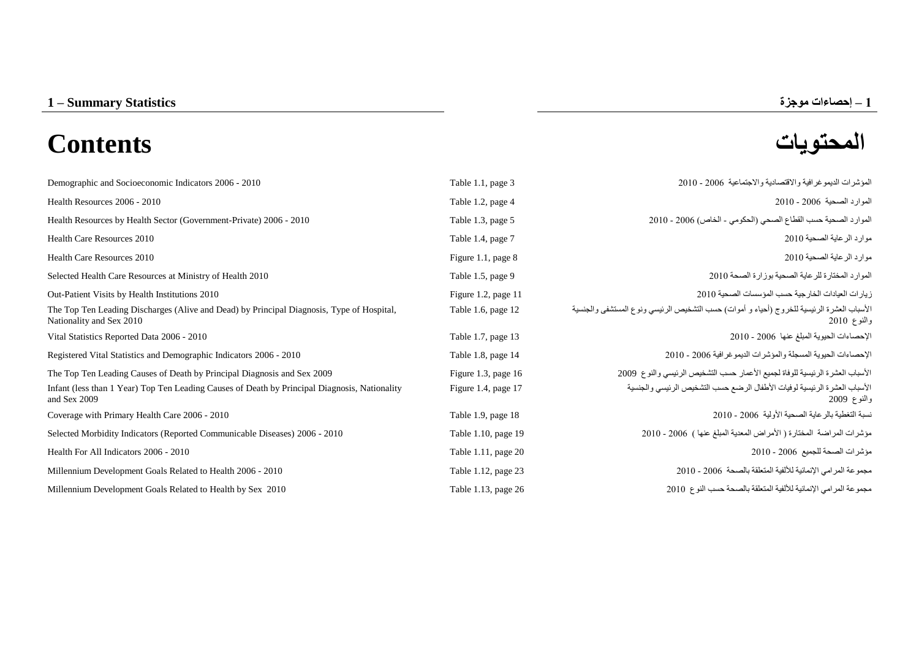# 1 – Summary Statistics

# 1 – إحصاءات موجزة

# Contents

# المحتويات

| | | |
|---|---|---|
| Demographic and Socioeconomic Indicators 2006 - 2010 | Table 1.1, page 3 | المؤشرات الديموغرافية والاقتصادية والاجتماعية 2006 - 2010 |
| Health Resources 2006 - 2010 | Table 1.2, page 4 | الموارد الصحية 2006 - 2010 |
| Health Resources by Health Sector (Government-Private) 2006 - 2010 | Table 1.3, page 5 | الموارد الصحية حسب القطاع الصحي (الحكومي - الخاص) 2006 - 2010 |
| Health Care Resources 2010 | Table 1.4, page 7 | موارد الرعاية الصحية 2010 |
| Health Care Resources 2010 | Figure 1.1, page 8 | موارد الرعاية الصحية 2010 |
| Selected Health Care Resources at Ministry of Health 2010 | Table 1.5, page 9 | الموارد المختارة للرعاية الصحية بوزارة الصحة 2010 |
| Out-Patient Visits by Health Institutions 2010 | Figure 1.2, page 11 | زيارات العيادات الخارجية حسب المؤسسات الصحية 2010 |
| The Top Ten Leading Discharges (Alive and Dead) by Principal Diagnosis, Type of Hospital, Nationality and Sex 2010 | Table 1.6, page 12 | الأسباب العشرة الرئيسية للخروج (أحياء و أموات) حسب التشخيص الرئيسي ونوع المستشفى والجنسية والنوع 2010 |
| Vital Statistics Reported Data 2006 - 2010 | Table 1.7, page 13 | الإحصاءات الحيوية المبلغ عنها 2006 - 2010 |
| Registered Vital Statistics and Demographic Indicators 2006 - 2010 | Table 1.8, page 14 | الإحصاءات الحيوية المسجلة والمؤشرات الديموغرافية 2006 - 2010 |
| The Top Ten Leading Causes of Death by Principal Diagnosis and Sex 2009 | Figure 1.3, page 16 | الأسباب العشرة الرئيسية للوفاة لجميع الأعمار حسب التشخيص الرئيسي والنوع 2009 |
| Infant (less than 1 Year) Top Ten Leading Causes of Death by Principal Diagnosis, Nationality and Sex 2009 | Figure 1.4, page 17 | الأسباب العشرة الرئيسية لوفيات الأطفال الرضع حسب التشخيص الرئيسي والجنسية والنوع 2009 |
| Coverage with Primary Health Care 2006 - 2010 | Table 1.9, page 18 | نسبة التغطية بالرعاية الصحية الأولية 2006 - 2010 |
| Selected Morbidity Indicators (Reported Communicable Diseases) 2006 - 2010 | Table 1.10, page 19 | مؤشرات المراضة المختارة ( الأمراض المعدية المبلغ عنها ) 2006 - 2010 |
| Health For All Indicators 2006 - 2010 | Table 1.11, page 20 | مؤشرات الصحة للجميع 2006 - 2010 |
| Millennium Development Goals Related to Health 2006 - 2010 | Table 1.12, page 23 | مجموعة المرامي الإنمائية للألفية المتعلقة بالصحة 2006 - 2010 |
| Millennium Development Goals Related to Health by Sex 2010 | Table 1.13, page 26 | مجموعة المرامي الإنمائية للألفية المتعلقة بالصحة حسب النوع 2010 |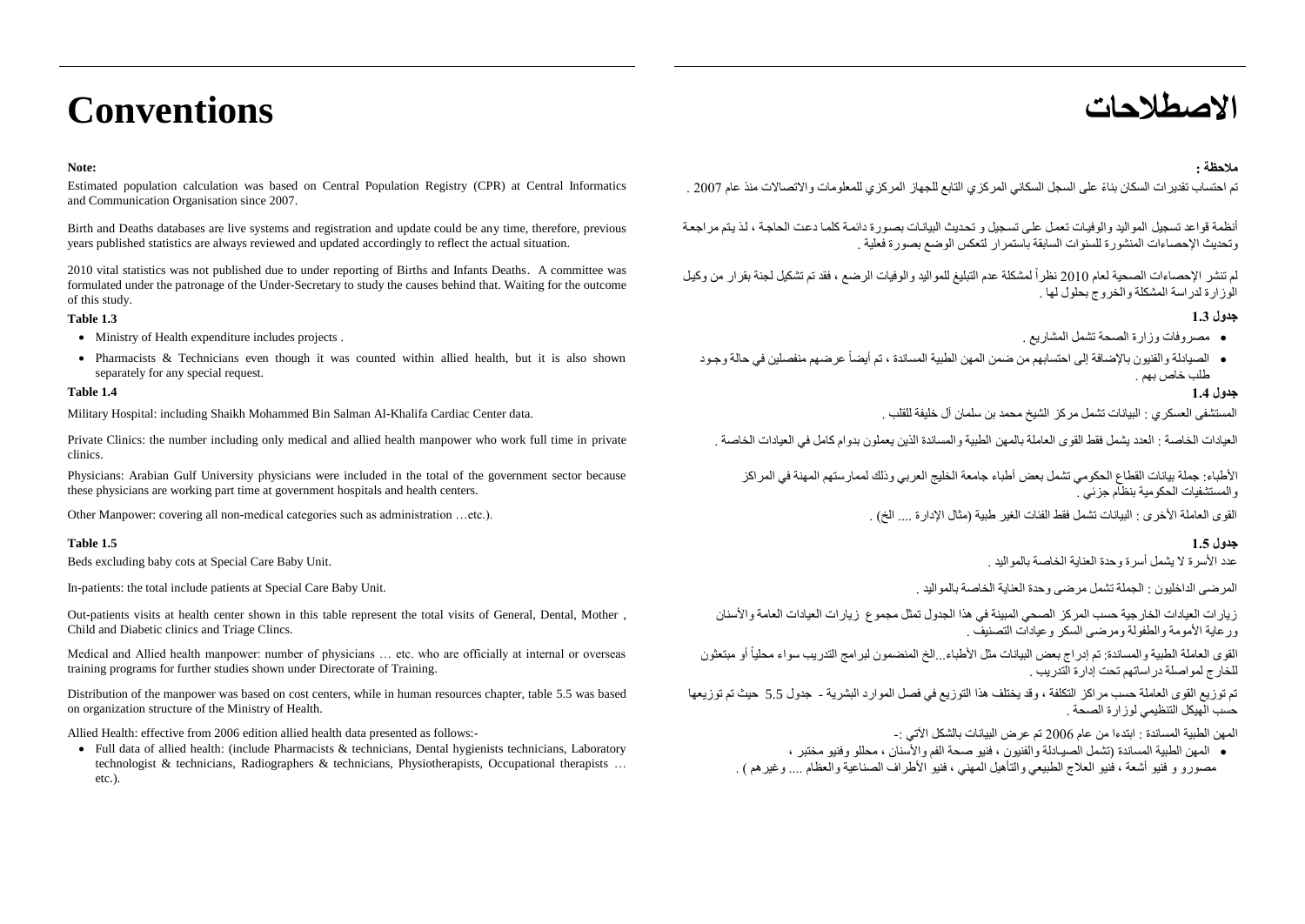# Conventions

**Note:**

Estimated population calculation was based on Central Population Registry (CPR) at Central Informatics and Communication Organisation since 2007.

Birth and Deaths databases are live systems and registration and update could be any time, therefore, previous years published statistics are always reviewed and updated accordingly to reflect the actual situation.

2010 vital statistics was not published due to under reporting of Births and Infants Deaths. A committee was formulated under the patronage of the Under-Secretary to study the causes behind that. Waiting for the outcome of this study.

**Table 1.3**

- Ministry of Health expenditure includes projects .
- Pharmacists & Technicians even though it was counted within allied health, but it is also shown separately for any special request.

**Table 1.4**

Military Hospital: including Shaikh Mohammed Bin Salman Al-Khalifa Cardiac Center data.

Private Clinics: the number including only medical and allied health manpower who work full time in private clinics.

Physicians: Arabian Gulf University physicians were included in the total of the government sector because these physicians are working part time at government hospitals and health centers.

Other Manpower: covering all non-medical categories such as administration …etc.).

**Table 1.5**

Beds excluding baby cots at Special Care Baby Unit.

In-patients: the total include patients at Special Care Baby Unit.

Out-patients visits at health center shown in this table represent the total visits of General, Dental, Mother , Child and Diabetic clinics and Triage Clincs.

Medical and Allied health manpower: number of physicians … etc. who are officially at internal or overseas training programs for further studies shown under Directorate of Training.

Distribution of the manpower was based on cost centers, while in human resources chapter, table 5.5 was based on organization structure of the Ministry of Health.

Allied Health: effective from 2006 edition allied health data presented as follows:-

- Full data of allied health: (include Pharmacists & technicians, Dental hygienists technicians, Laboratory technologist & technicians, Radiographers & technicians, Physiotherapists, Occupational therapists … etc.).

# الاصطلاحات

**ملاحظة :**

تم احتساب تقديرات السكان بناءً على السجل السكاني المركزي التابع للجهاز المركزي للمعلومات والاتصالات منذ عام 2007 .

أنظمة قواعد تسجيل المواليد والوفيات تعمل على تسجيل و تحديث البيانات بصورة دائمة كلما دعت الحاجة ، لذ يتم مراجعة وتحديث الإحصاءات المنشورة للسنوات السابقة باستمرار لتعكس الوضع بصورة فعلية .

لم تنشر الإحصاءات الصحية لعام 2010 نظراً لمشكلة عدم التبليغ للمواليد والوفيات الرضع ، فقد تم تشكيل لجنة بقرار من وكيل الوزارة لدراسة المشكلة والخروج بحلول لها .

**جدول 1.3**

- مصروفات وزارة الصحة تشمل المشاريع .
- الصيادلة والفنيون بالإضافة إلى احتسابهم من ضمن المهن الطبية المساندة ، تم أيضاً عرضهم منفصلين في حالة وجود طلب خاص بهم .

**جدول 1.4**

المستشفى العسكري : البيانات تشمل مركز الشيخ محمد بن سلمان آل خليفة للقلب .

العيادات الخاصة : العدد يشمل فقط القوى العاملة بالمهن الطبية والمساندة الذين يعملون بدوام كامل في العيادات الخاصة .

الأطباء: جملة بيانات القطاع الحكومي تشمل بعض أطباء جامعة الخليج العربي وذلك لممارستهم المهنة في المراكز والمستشفيات الحكومية بنظام جزئي .

القوى العاملة الأخرى : البيانات تشمل فقط الفئات الغير طبية (مثال الإدارة .... الخ) .

**جدول 1.5**

عدد الأسرة لا يشمل أسرة وحدة العناية الخاصة بالمواليد .

المرضى الداخليون : الجملة تشمل مرضى وحدة العناية الخاصة بالمواليد .

زيارات العيادات الخارجية حسب المركز الصحي المبينة في هذا الجدول تمثل مجموع زيارات العيادات العامة والأسنان ورعاية الأمومة والطفولة ومرضى السكر وعيادات التصنيف .

القوى العاملة الطبية والمساندة: تم إدراج بعض البيانات مثل الأطباء...الخ المنضمون لبرامج التدريب سواء محلياً أو مبتعثون للخارج لمواصلة دراساتهم تحت إدارة التدريب .

تم توزيع القوى العاملة حسب مراكز التكلفة ، وقد يختلف هذا التوزيع في فصل الموارد البشرية - جدول 5.5 حيث تم توزيعها حسب الهيكل التنظيمي لوزارة الصحة .

المهن الطبية المساندة : ابتدءا من عام 2006 تم عرض البيانات بالشكل الآتي :-

- المهن الطبية المساندة (تشمل الصيادلة والفنيون ، فنيو صحة الفم والأسنان ، محللو وفنيو مختبر ، مصورو و فنيو أشعة ، فنيو العلاج الطبيعي والتأهيل المهني ، فنيو الأطراف الصناعية والعظام .... وغيرهم ) .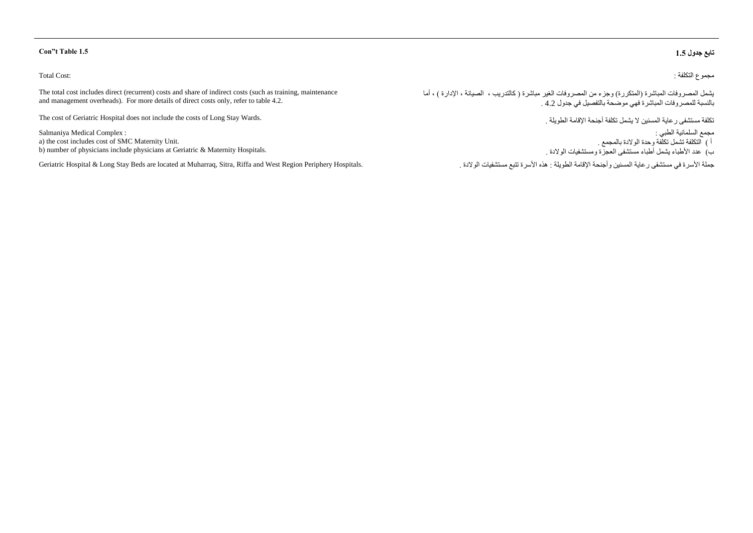**Con"t Table 1.5**

**تابع جدول 1.5**

Total Cost:

The total cost includes direct (recurrent) costs and share of indirect costs (such as training, maintenance and management overheads). For more details of direct costs only, refer to table 4.2.

The cost of Geriatric Hospital does not include the costs of Long Stay Wards.

Salmaniya Medical Complex :
a) the cost includes cost of SMC Maternity Unit.
b) number of physicians include physicians at Geriatric & Maternity Hospitals.

Geriatric Hospital & Long Stay Beds are located at Muharraq, Sitra, Riffa and West Region Periphery Hospitals.

مجموع التكلفة :

يشمل المصروفات المباشرة (المتكررة) وجزء من المصروفات الغير مباشرة ( كالتدريب ، الصيانة ، الإدارة ) ، أما بالنسبة للمصروفات المباشرة فهي موضحة بالتفصيل في جدول 4.2 .

تكلفة مستشفى رعاية المسنين لا يشمل تكلفة أجنحة الإقامة الطويلة .

مجمع السلمانية الطبي :
أ ) التكلفة تشمل تكلفة وحدة الولادة بالمجمع .
ب) عدد الأطباء يشمل أطباء مستشفى العجزة ومستشفيات الولادة .

جملة الأسرة في مستشفى رعاية المسنين وأجنحة الإقامة الطويلة : هذه الأسرة تتبع مستشفيات الولادة .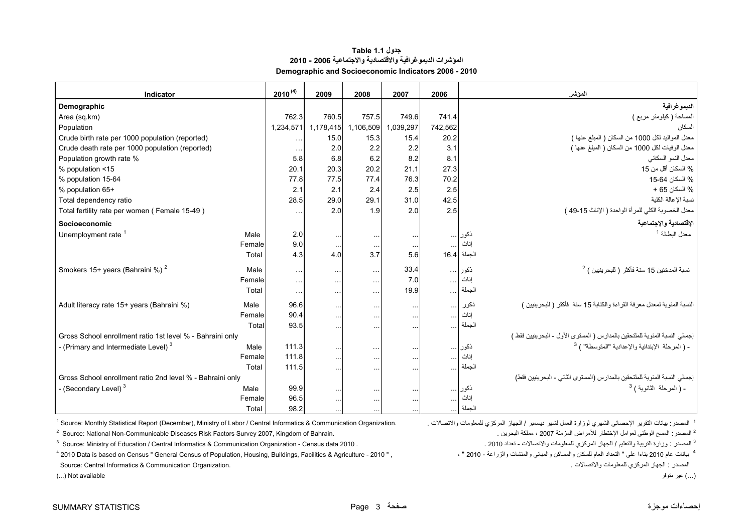**جدول Table 1.1**

**المؤشرات الديموغرافية والاقتصادية والاجتماعية 2006 - 2010**

**Demographic and Socioeconomic Indicators 2006 - 2010**

| Indicator | | 2010 [4] | 2009 | 2008 | 2007 | 2006 | | المؤشر |
|---|---|---|---|---|---|---|---|---|
| **Demographic** | | | | | | | | **الديموغرافية** |
| Area (sq.km) | | 762.3 | 760.5 | 757.5 | 749.6 | 741.4 | | المساحة ( كيلومتر مربع ) |
| Population | | 1,234,571 | 1,178,415 | 1,106,509 | 1,039,297 | 742,562 | | السكان |
| Crude birth rate per 1000 population (reported) | | ... | 15.0 | 15.3 | 15.4 | 20.2 | | معدل المواليد لكل 1000 من السكان ( المبلغ عنها ) |
| Crude death rate per 1000 population (reported) | | ... | 2.0 | 2.2 | 2.2 | 3.1 | | معدل الوفيات لكل 1000 من السكان ( المبلغ عنها ) |
| Population growth rate % | | 5.8 | 6.8 | 6.2 | 8.2 | 8.1 | | معدل النمو السكاني |
| % population <15 | | 20.1 | 20.3 | 20.2 | 21.1 | 27.3 | | % السكان أقل من 15 |
| % population 15-64 | | 77.8 | 77.5 | 77.4 | 76.3 | 70.2 | | % السكان 15-64 |
| % population 65+ | | 2.1 | 2.1 | 2.4 | 2.5 | 2.5 | | % السكان 65 + |
| Total dependency ratio | | 28.5 | 29.0 | 29.1 | 31.0 | 42.5 | | نسبة الإعالة الكلية |
| Total fertility rate per women ( Female 15-49 ) | | ... | 2.0 | 1.9 | 2.0 | 2.5 | | معدل الخصوبة الكلي للمرأة الواحدة ( الإناث 15-49 ) |
| **Socioeconomic** | | | | | | | | **الإقتصادية والإجتماعية** |
| Unemployment rate [1] | Male | 2.0 | ... | ... | ... | ... | ذكور | معدل البطالة [1] |
| | Female | 9.0 | ... | ... | ... | ... | إناث | |
| | Total | 4.3 | 4.0 | 3.7 | 5.6 | 16.4 | الجملة | |
| Smokers 15+ years (Bahraini %) [2] | Male | ... | ... | ... | 33.4 | ... | ذكور | نسبة المدخنين 15 سنة فأكثر ( للبحرينيين ) [2] |
| | Female | ... | ... | ... | 7.0 | ... | إناث | |
| | Total | ... | ... | ... | 19.9 | ... | الجملة | |
| Adult literacy rate 15+ years (Bahraini %) | Male | 96.6 | ... | ... | ... | ... | ذكور | النسبة المنوية لمعدل معرفة القراءة والكتابة 15 سنة فأكثر ( للبحرينيين ) |
| | Female | 90.4 | ... | ... | ... | ... | إناث | |
| | Total | 93.5 | ... | ... | ... | ... | الجملة | |
| Gross School enrollment ratio 1st level % - Bahraini only | | | | | | | | إجمالي النسبة المنوية للملتحقين بالمدارس ( المستوى الأول - البحرينيين فقط ) |
| - (Primary and Intermediate Level) [3] | Male | 111.3 | ... | ... | ... | ... | ذكور | - ( المرحلة الإبتدائية والإعدادية "المتوسطة" ) [3] |
| | Female | 111.8 | ... | ... | ... | ... | إناث | |
| | Total | 111.5 | ... | ... | ... | ... | الجملة | |
| Gross School enrollment ratio 2nd level % - Bahraini only | | | | | | | | إجمالي النسبة المنوية للملتحقين بالمدارس (المستوى الثاني - البحرينيين فقط) |
| - (Secondary Level) [3] | Male | 99.9 | ... | ... | ... | ... | ذكور | - ( المرحلة الثانوية ) [3] |
| | Female | 96.5 | ... | ... | ... | ... | إناث | |
| | Total | 98.2 | ... | ... | ... | ... | الجملة | |

[1] Source: Monthly Statistical Report (December), Ministry of Labor / Central Informatics & Communication Organization.

[2] Source: National Non-Communicable Diseases Risk Factors Survey 2007, Kingdom of Bahrain.

[3] Source: Ministry of Education / Central Informatics & Communication Organization - Census data 2010 .

[4] 2010 Data is based on Census " General Census of Population, Housing, Buildings, Facilities & Agriculture - 2010 " ,
Source: Central Informatics & Communication Organization.

(...) Not available

[1] المصدر: بيانات التقرير الإحصائي الشهري لوزارة العمل لشهر ديسمبر / الجهاز المركزي للمعلومات والاتصالات .

[2] المصدر: المسح الوطني لعوامل الإختطار للأمراض المزمنة 2007 ، مملكة البحرين .

[3] المصدر : وزارة التربية والتعليم / الجهاز المركزي للمعلومات والاتصالات - تعداد 2010 .

[4] بيانات عام 2010 بناءا على " التعداد العام للسكان والمساكن والمباني والمنشآت والزراعة - 2010 " ،
المصدر : الجهاز المركزي للمعلومات والاتصالات .

(...) غير متوفر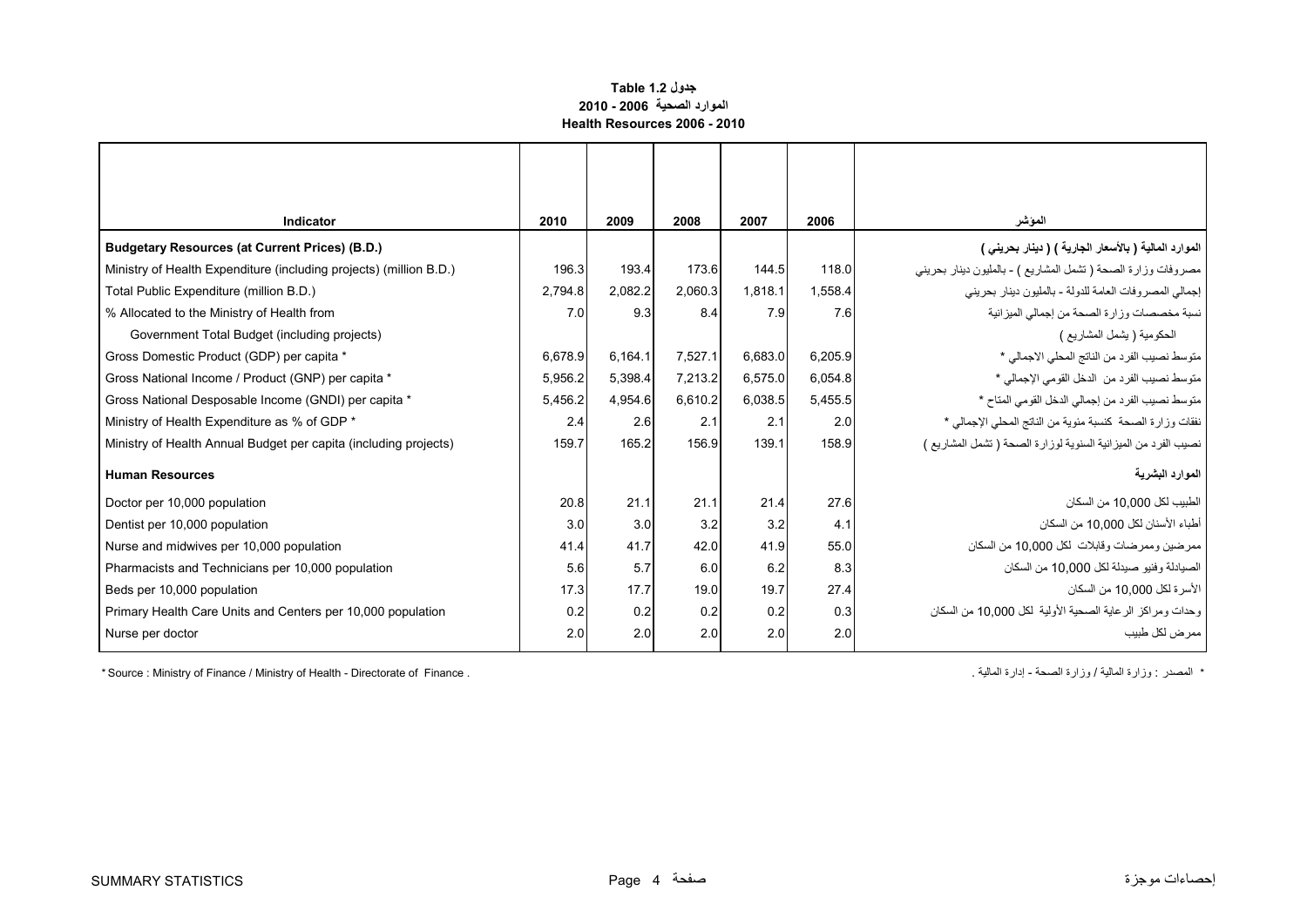### جدول Table 1.2
### الموارد الصحية 2006 - 2010
### Health Resources 2006 - 2010

| Indicator | 2010 | 2009 | 2008 | 2007 | 2006 | المؤشر |
|---|---|---|---|---|---|---|
| **Budgetary Resources (at Current Prices) (B.D.)** | | | | | | **الموارد المالية ( بالأسعار الجارية ) ( دينار بحريني )** |
| Ministry of Health Expenditure (including projects) (million B.D.) | 196.3 | 193.4 | 173.6 | 144.5 | 118.0 | مصروفات وزارة الصحة ( تشمل المشاريع ) - بالمليون دينار بحريني |
| Total Public Expenditure (million B.D.) | 2,794.8 | 2,082.2 | 2,060.3 | 1,818.1 | 1,558.4 | إجمالي المصروفات العامة للدولة - بالمليون دينار بحريني |
| % Allocated to the Ministry of Health from Government Total Budget (including projects) | 7.0 | 9.3 | 8.4 | 7.9 | 7.6 | نسبة مخصصات وزارة الصحة من إجمالي الميزانية الحكومية ( يشمل المشاريع ) |
| Gross Domestic Product (GDP) per capita * | 6,678.9 | 6,164.1 | 7,527.1 | 6,683.0 | 6,205.9 | متوسط نصيب الفرد من الناتج المحلي الاجمالي * |
| Gross National Income / Product (GNP) per capita * | 5,956.2 | 5,398.4 | 7,213.2 | 6,575.0 | 6,054.8 | متوسط نصيب الفرد من الدخل القومي الإجمالي * |
| Gross National Desposable Income (GNDI) per capita * | 5,456.2 | 4,954.6 | 6,610.2 | 6,038.5 | 5,455.5 | متوسط نصيب الفرد من إجمالي الدخل القومي المتاح * |
| Ministry of Health Expenditure as % of GDP * | 2.4 | 2.6 | 2.1 | 2.1 | 2.0 | نفقات وزارة الصحة كنسبة مئوية من الناتج المحلي الإجمالي * |
| Ministry of Health Annual Budget per capita (including projects) | 159.7 | 165.2 | 156.9 | 139.1 | 158.9 | نصيب الفرد من الميزانية السنوية لوزارة الصحة ( تشمل المشاريع ) |
| **Human Resources** | | | | | | **الموارد البشرية** |
| Doctor per 10,000 population | 20.8 | 21.1 | 21.1 | 21.4 | 27.6 | الطبيب لكل 10,000 من السكان |
| Dentist per 10,000 population | 3.0 | 3.0 | 3.2 | 3.2 | 4.1 | أطباء الأسنان لكل 10,000 من السكان |
| Nurse and midwives per 10,000 population | 41.4 | 41.7 | 42.0 | 41.9 | 55.0 | ممرضين وممرضات وقابلات لكل 10,000 من السكان |
| Pharmacists and Technicians per 10,000 population | 5.6 | 5.7 | 6.0 | 6.2 | 8.3 | الصيادلة وفنيو صيدلة لكل 10,000 من السكان |
| Beds per 10,000 population | 17.3 | 17.7 | 19.0 | 19.7 | 27.4 | الأسرة لكل 10,000 من السكان |
| Primary Health Care Units and Centers per 10,000 population | 0.2 | 0.2 | 0.2 | 0.2 | 0.3 | وحدات ومراكز الرعاية الصحية الأولية لكل 10,000 من السكان |
| Nurse per doctor | 2.0 | 2.0 | 2.0 | 2.0 | 2.0 | ممرض لكل طبيب |

* Source : Ministry of Finance / Ministry of Health - Directorate of Finance .

* المصدر : وزارة المالية / وزارة الصحة - إدارة المالية .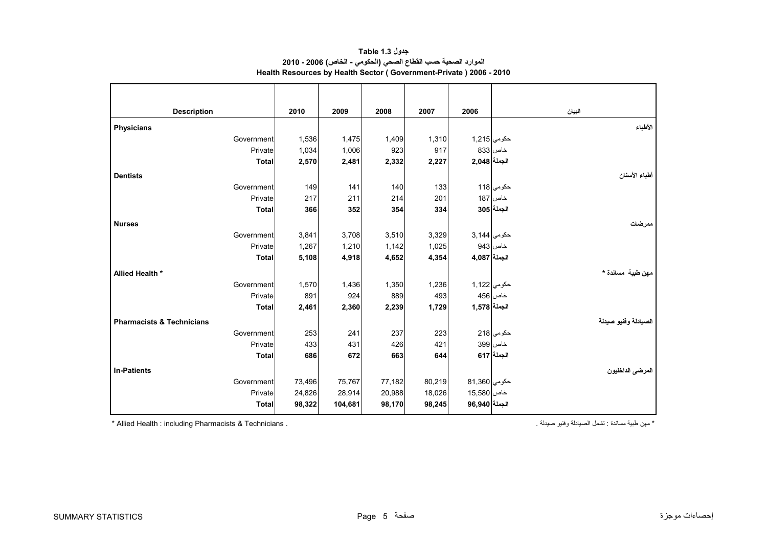جدول 1.3 Table

الموارد الصحية حسب القطاع الصحي (الحكومي - الخاص) 2006 - 2010

Health Resources by Health Sector ( Government-Private ) 2006 - 2010

| Description | | 2010 | 2009 | 2008 | 2007 | 2006 | | البيان |
|---|---|---|---|---|---|---|---|---|
| **Physicians** | | | | | | | | **الأطباء** |
| | Government | 1,536 | 1,475 | 1,409 | 1,310 | 1,215 | حكومي | |
| | Private | 1,034 | 1,006 | 923 | 917 | 833 | خاص | |
| | **Total** | **2,570** | **2,481** | **2,332** | **2,227** | **2,048** | **الجملة** | |
| **Dentists** | | | | | | | | **أطباء الأسنان** |
| | Government | 149 | 141 | 140 | 133 | 118 | حكومي | |
| | Private | 217 | 211 | 214 | 201 | 187 | خاص | |
| | **Total** | **366** | **352** | **354** | **334** | **305** | **الجملة** | |
| **Nurses** | | | | | | | | **ممرضات** |
| | Government | 3,841 | 3,708 | 3,510 | 3,329 | 3,144 | حكومي | |
| | Private | 1,267 | 1,210 | 1,142 | 1,025 | 943 | خاص | |
| | **Total** | **5,108** | **4,918** | **4,652** | **4,354** | **4,087** | **الجملة** | |
| **Allied Health *** | | | | | | | | **مهن طبية مساندة *** |
| | Government | 1,570 | 1,436 | 1,350 | 1,236 | 1,122 | حكومي | |
| | Private | 891 | 924 | 889 | 493 | 456 | خاص | |
| | **Total** | **2,461** | **2,360** | **2,239** | **1,729** | **1,578** | **الجملة** | |
| **Pharmacists & Technicians** | | | | | | | | **الصيادلة وفنيو صيدلة** |
| | Government | 253 | 241 | 237 | 223 | 218 | حكومي | |
| | Private | 433 | 431 | 426 | 421 | 399 | خاص | |
| | **Total** | **686** | **672** | **663** | **644** | **617** | **الجملة** | |
| **In-Patients** | | | | | | | | **المرضى الداخليون** |
| | Government | 73,496 | 75,767 | 77,182 | 80,219 | 81,360 | حكومي | |
| | Private | 24,826 | 28,914 | 20,988 | 18,026 | 15,580 | خاص | |
| | **Total** | **98,322** | **104,681** | **98,170** | **98,245** | **96,940** | **الجملة** | |

* Allied Health : including Pharmacists & Technicians .

* مهن طبية مساندة : تشمل الصيادلة وفنيو صيدلة .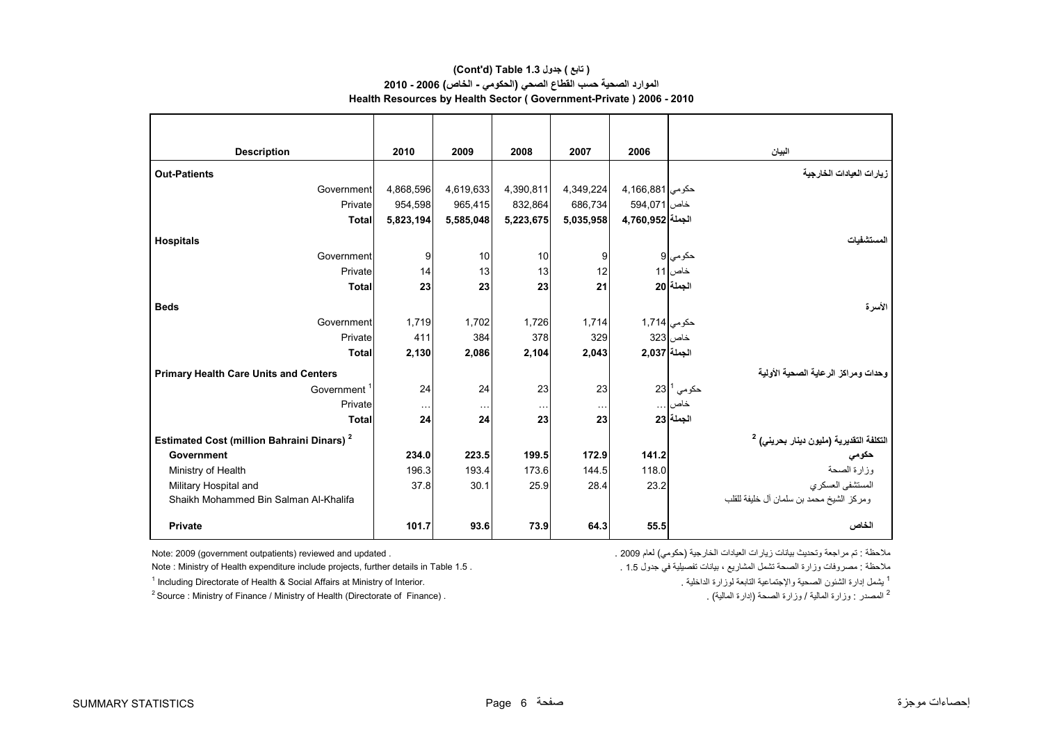**(Cont'd) Table 1.3 ( تابع ) جدول**

**الموارد الصحية حسب القطاع الصحي (الحكومي - الخاص) 2006 - 2010**

**Health Resources by Health Sector ( Government-Private ) 2006 - 2010**

| Description | 2010 | 2009 | 2008 | 2007 | 2006 | البيان |
|---|---|---|---|---|---|---|
| **Out-Patients** | | | | | | **زيارات العيادات الخارجية** |
| Government | 4,868,596 | 4,619,633 | 4,390,811 | 4,349,224 | 4,166,881 | حكومي |
| Private | 954,598 | 965,415 | 832,864 | 686,734 | 594,071 | خاص |
| **Total** | **5,823,194** | **5,585,048** | **5,223,675** | **5,035,958** | **4,760,952** | **الجملة** |
| **Hospitals** | | | | | | **المستشفيات** |
| Government | 9 | 10 | 10 | 9 | 9 | حكومي |
| Private | 14 | 13 | 13 | 12 | 11 | خاص |
| **Total** | **23** | **23** | **23** | **21** | **20** | **الجملة** |
| **Beds** | | | | | | **الأسرة** |
| Government | 1,719 | 1,702 | 1,726 | 1,714 | 1,714 | حكومي |
| Private | 411 | 384 | 378 | 329 | 323 | خاص |
| **Total** | **2,130** | **2,086** | **2,104** | **2,043** | **2,037** | **الجملة** |
| **Primary Health Care Units and Centers** | | | | | | **وحدات ومراكز الرعاية الصحية الأولية** |
| Government [1] | 24 | 24 | 23 | 23 | 23 | حكومي [1] |
| Private | … | … | … | … | … | خاص |
| **Total** | **24** | **24** | **23** | **23** | **23** | **الجملة** |
| **Estimated Cost (million Bahraini Dinars) [2]** | | | | | | **التكلفة التقديرية (مليون دينار بحريني) [2]** |
| **Government** | **234.0** | **223.5** | **199.5** | **172.9** | **141.2** | **حكومي** |
| Ministry of Health | 196.3 | 193.4 | 173.6 | 144.5 | 118.0 | وزارة الصحة |
| Military Hospital and Shaikh Mohammed Bin Salman Al-Khalifa | 37.8 | 30.1 | 25.9 | 28.4 | 23.2 | المستشفى العسكري ومركز الشيخ محمد بن سلمان آل خليفة للقلب |
| **Private** | **101.7** | **93.6** | **73.9** | **64.3** | **55.5** | **الخاص** |

Note: 2009 (government outpatients) reviewed and updated .

ملاحظة : تم مراجعة وتحديث بيانات زيارات العيادات الخارجية (حكومي) لعام 2009 .

Note : Ministry of Health expenditure include projects, further details in Table 1.5 .

ملاحظة : مصروفات وزارة الصحة تشمل المشاريع ، بيانات تفصيلية في جدول 1.5 .

[1] Including Directorate of Health & Social Affairs at Ministry of Interior.

[1] يشمل إدارة الشئون الصحية والإجتماعية التابعة لوزارة الداخلية .

[2] Source : Ministry of Finance / Ministry of Health (Directorate of Finance) .

[2] المصدر : وزارة المالية / وزارة الصحة (إدارة المالية) .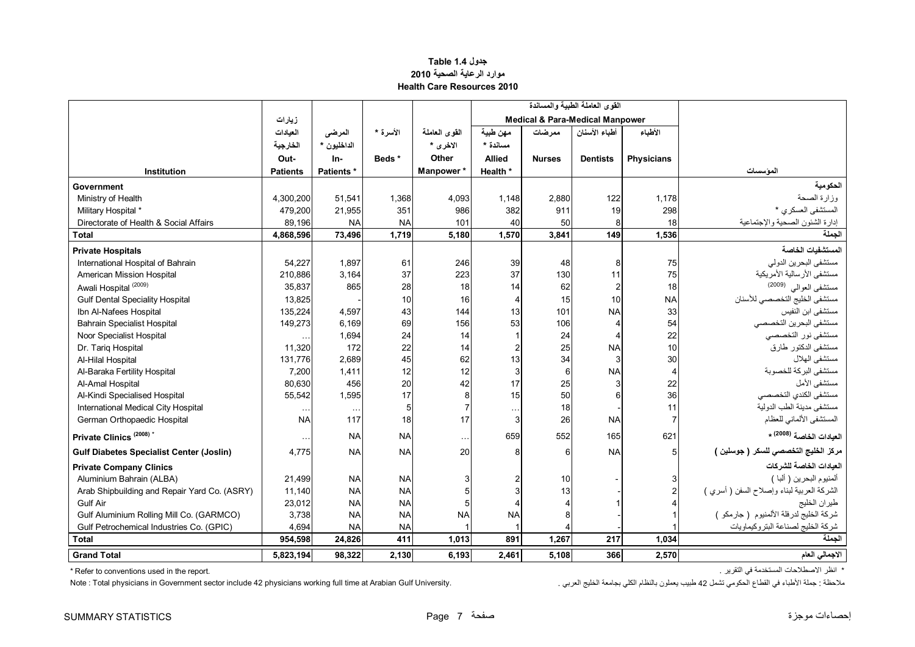**جدول 1.4 Table**

**موارد الرعاية الصحية 2010**

**Health Care Resources 2010**

| Institution | زيارات العيادات الخارجية Out-Patients | المرضى الداخليون * In-Patients * | الأسرة * Beds * | القوى العاملة الاخرى * Other Manpower * | القوى العاملة الطبية والمساندة Medical & Para-Medical Manpower | | | | المؤسسات |
|---|---|---|---|---|---|---|---|---|---|
| | | | | | مهن طبية مساندة * Allied Health * | ممرضات Nurses | أطباء الأسنان Dentists | الأطباء Physicians | |
| **Government** | | | | | | | | | **الحكومية** |
| Ministry of Health | 4,300,200 | 51,541 | 1,368 | 4,093 | 1,148 | 2,880 | 122 | 1,178 | وزارة الصحة |
| Military Hospital * | 479,200 | 21,955 | 351 | 986 | 382 | 911 | 19 | 298 | المستشفى العسكري * |
| Directorate of Health & Social Affairs | 89,196 | NA | NA | 101 | 40 | 50 | 8 | 18 | إدارة الشئون الصحية والإجتماعية |
| **Total** | **4,868,596** | **73,496** | **1,719** | **5,180** | **1,570** | **3,841** | **149** | **1,536** | **الجملة** |
| **Private Hospitals** | | | | | | | | | **المستشفيات الخاصة** |
| International Hospital of Bahrain | 54,227 | 1,897 | 61 | 246 | 39 | 48 | 8 | 75 | مستشفى البحرين الدولي |
| American Mission Hospital | 210,886 | 3,164 | 37 | 223 | 37 | 130 | 11 | 75 | مستشفى الأرسالية الأمريكية |
| Awali Hospital (2009) | 35,837 | 865 | 28 | 18 | 14 | 62 | 2 | 18 | مستشفى العوالي (2009) |
| Gulf Dental Speciality Hospital | 13,825 | - | 10 | 16 | 4 | 15 | 10 | NA | مستشفى الخليج التخصصي للأسنان |
| Ibn Al-Nafees Hospital | 135,224 | 4,597 | 43 | 144 | 13 | 101 | NA | 33 | مستشفى ابن النفيس |
| Bahrain Specialist Hospital | 149,273 | 6,169 | 69 | 156 | 53 | 106 | 4 | 54 | مستشفى البحرين التخصصي |
| Noor Specialist Hospital | … | 1,694 | 24 | 14 | 1 | 24 | 4 | 22 | مستشفى نور التخصصي |
| Dr. Tariq Hospital | 11,320 | 172 | 22 | 14 | 2 | 25 | NA | 10 | مستشفى الدكتور طارق |
| Al-Hilal Hospital | 131,776 | 2,689 | 45 | 62 | 13 | 34 | 3 | 30 | مستشفى الهلال |
| Al-Baraka Fertility Hospital | 7,200 | 1,411 | 12 | 12 | 3 | 6 | NA | 4 | مستشفى البركة للخصوبة |
| Al-Amal Hospital | 80,630 | 456 | 20 | 42 | 17 | 25 | 3 | 22 | مستشفى الأمل |
| Al-Kindi Specialised Hospital | 55,542 | 1,595 | 17 | 8 | 15 | 50 | 6 | 36 | مستشفى الكندي التخصصي |
| International Medical City Hospital | … | … | 5 | 7 | … | 18 | - | 11 | مستشفى مدينة الطب الدولية |
| German Orthopaedic Hospital | NA | 117 | 18 | 17 | 3 | 26 | NA | 7 | المستشفى الألماني للعظام |
| **Private Clinics (2008) *** | … | NA | NA | … | 659 | 552 | 165 | 621 | **العيادات الخاصة (2008) *** |
| **Gulf Diabetes Specialist Center (Joslin)** | 4,775 | NA | NA | 20 | 8 | 6 | NA | 5 | **مركز الخليج التخصصي للسكر ( جوسلين )** |
| **Private Company Clinics** | | | | | | | | | **العيادات الخاصة للشركات** |
| Aluminium Bahrain (ALBA) | 21,499 | NA | NA | 3 | 2 | 10 | - | 3 | ألمنيوم البحرين ( ألبا ) |
| Arab Shipbuilding and Repair Yard Co. (ASRY) | 11,140 | NA | NA | 5 | 3 | 13 | - | 2 | الشركة العربية لبناء وإصلاح السفن ( أسري ) |
| Gulf Air | 23,012 | NA | NA | 5 | 4 | 4 | 1 | 4 | طيران الخليج |
| Gulf Aluminium Rolling Mill Co. (GARMCO) | 3,738 | NA | NA | NA | NA | 8 | - | 1 | شركة الخليج لدرفلة الألمنيوم ( جارمكو ) |
| Gulf Petrochemical Industries Co. (GPIC) | 4,694 | NA | NA | 1 | 1 | 4 | - | 1 | شركة الخليج لصناعة البتروكيماويات |
| **Total** | **954,598** | **24,826** | **411** | **1,013** | **891** | **1,267** | **217** | **1,034** | **الجملة** |
| **Grand Total** | **5,823,194** | **98,322** | **2,130** | **6,193** | **2,461** | **5,108** | **366** | **2,570** | **الاجمالي العام** |

* Refer to conventions used in the report.

* انظر الاصطلاحات المستخدمة في التقرير .

Note : Total physicians in Government sector include 42 physicians working full time at Arabian Gulf University.

ملاحظة : جملة الأطباء في القطاع الحكومي تشمل 42 طبيب يعملون بالنظام الكلي بجامعة الخليج العربي .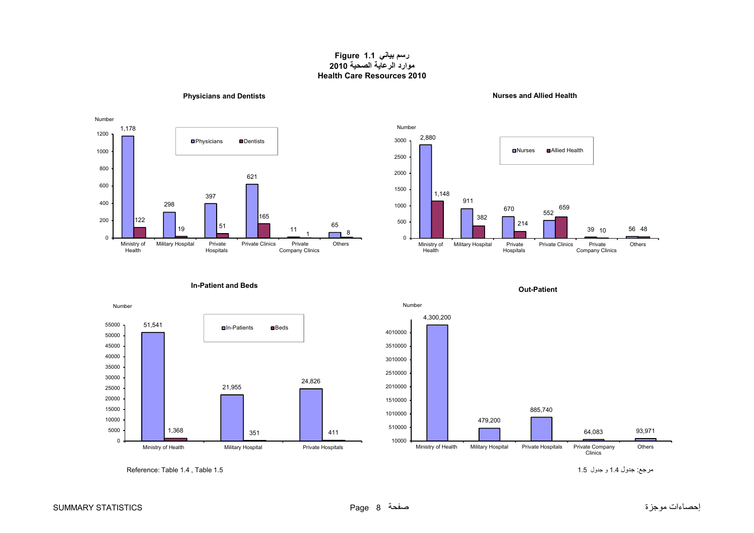# Figure 1.1 رسم بياني
## موارد الرعاية الصحية 2010
## Health Care Resources 2010

### Physicians and Dentists

| | Physicians | Dentists |
|---|---|---|
| Ministry of Health | 1,178 | 122 |
| Military Hospital | 298 | 19 |
| Private Hospitals | 397 | 51 |
| Private Clinics | 621 | 165 |
| Private Company Clinics | 11 | 1 |
| Others | 65 | 8 |

### Nurses and Allied Health

| | Nurses | Allied Health |
|---|---|---|
| Ministry of Health | 2,880 | 1,148 |
| Military Hospital | 911 | 382 |
| Private Hospitals | 670 | 214 |
| Private Clinics | 552 | 659 |
| Private Company Clinics | 39 | 10 |
| Others | 56 | 48 |

### In-Patient and Beds

| | In-Patients | Beds |
|---|---|---|
| Ministry of Health | 51,541 | 1,368 |
| Military Hospital | 21,955 | 351 |
| Private Hospitals | 24,826 | 411 |

### Out-Patient

| | Out-Patient |
|---|---|
| Ministry of Health | 4,300,200 |
| Military Hospital | 479,200 |
| Private Hospitals | 885,740 |
| Private Company Clinics | 64,083 |
| Others | 93,971 |

Reference: Table 1.4 , Table 1.5

مرجع: جدول 1.4 و جدول 1.5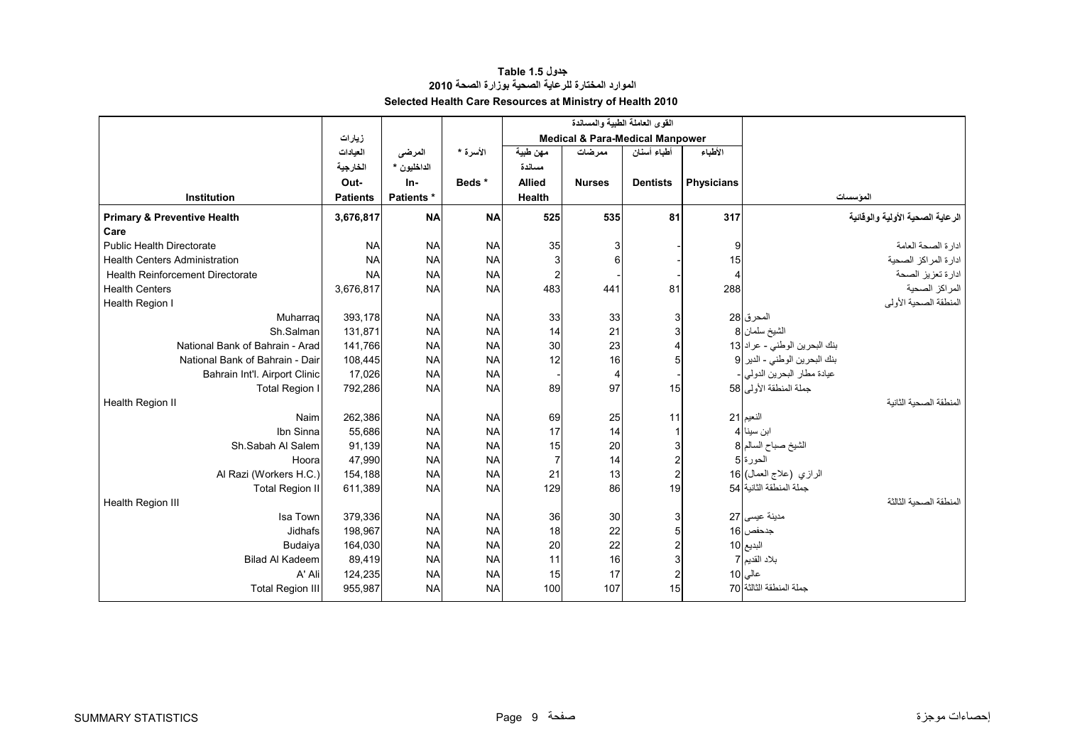## جدول Table 1.5
## الموارد المختارة للرعاية الصحية بوزارة الصحة 2010
## Selected Health Care Resources at Ministry of Health 2010

| Institution | زيارات العيادات الخارجية Out-Patients | المرضى الداخليون * In-Patients * | الأسرة * Beds * | القوى العاملة الطبية والمساندة Medical & Para-Medical Manpower | | | | المؤسسات |
|---|---|---|---|---|---|---|---|---|
| | | | | مهن طبية مساندة Allied Health | ممرضات Nurses | أطباء أسنان Dentists | الأطباء Physicians | |
| **Primary & Preventive Health Care** | **3,676,817** | **NA** | **NA** | **525** | **535** | **81** | **317** | **الرعاية الصحية الأولية والوقائية** |
| Public Health Directorate | NA | NA | NA | 35 | 3 | - | 9 | ادارة الصحة العامة |
| Health Centers Administration | NA | NA | NA | 3 | 6 | - | 15 | ادارة المراكز الصحية |
| Health Reinforcement Directorate | NA | NA | NA | 2 | - | - | 4 | ادارة تعزيز الصحة |
| Health Centers | 3,676,817 | NA | NA | 483 | 441 | 81 | 288 | المراكز الصحية |
| Health Region I | | | | | | | | المنطقة الصحية الأولى |
| Muharraq | 393,178 | NA | NA | 33 | 33 | 3 | 28 | المحرق |
| Sh.Salman | 131,871 | NA | NA | 14 | 21 | 3 | 8 | الشيخ سلمان |
| National Bank of Bahrain - Arad | 141,766 | NA | NA | 30 | 23 | 4 | 13 | بنك البحرين الوطني - عراد |
| National Bank of Bahrain - Dair | 108,445 | NA | NA | 12 | 16 | 5 | 9 | بنك البحرين الوطني - الدير |
| Bahrain Int'l. Airport Clinic | 17,026 | NA | NA | - | 4 | - | - | عيادة مطار البحرين الدولي |
| Total Region I | 792,286 | NA | NA | 89 | 97 | 15 | 58 | جملة المنطقة الأولى |
| Health Region II | | | | | | | | المنطقة الصحية الثانية |
| Naim | 262,386 | NA | NA | 69 | 25 | 11 | 21 | النعيم |
| Ibn Sinna | 55,686 | NA | NA | 17 | 14 | 1 | 4 | ابن سينا |
| Sh.Sabah Al Salem | 91,139 | NA | NA | 15 | 20 | 3 | 8 | الشيخ صباح السالم |
| Hoora | 47,990 | NA | NA | 7 | 14 | 2 | 5 | الحورة |
| Al Razi (Workers H.C.) | 154,188 | NA | NA | 21 | 13 | 2 | 16 | الرازي (علاج العمال) |
| Total Region II | 611,389 | NA | NA | 129 | 86 | 19 | 54 | جملة المنطقة الثانية |
| Health Region III | | | | | | | | المنطقة الصحية الثالثة |
| Isa Town | 379,336 | NA | NA | 36 | 30 | 3 | 27 | مدينة عيسى |
| Jidhafs | 198,967 | NA | NA | 18 | 22 | 5 | 16 | جدحفص |
| Budaiya | 164,030 | NA | NA | 20 | 22 | 2 | 10 | البديع |
| Bilad Al Kadeem | 89,419 | NA | NA | 11 | 16 | 3 | 7 | بلاد القديم |
| A' Ali | 124,235 | NA | NA | 15 | 17 | 2 | 10 | عالي |
| Total Region III | 955,987 | NA | NA | 100 | 107 | 15 | 70 | جملة المنطقة الثالثة |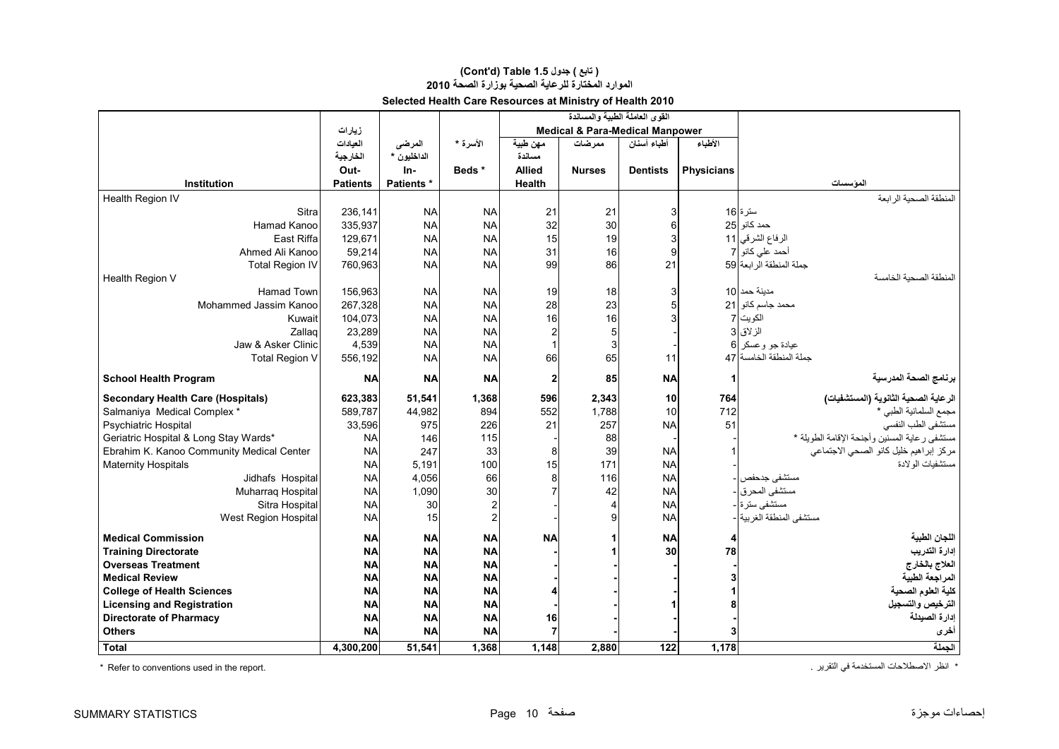## (Cont'd) Table 1.5 جدول ( تابع )

## الموارد المختارة للرعاية الصحية بوزارة الصحة 2010

## Selected Health Care Resources at Ministry of Health 2010

| Institution | زيارات العيادات الخارجية Out-Patients | المرضى الداخليون * In-Patients * | الأسرة * Beds * | القوى العاملة الطبية والمساندة Medical & Para-Medical Manpower | | | | المؤسسات |
|---|---|---|---|---|---|---|---|---|
| | | | | مهن طبية مساندة Allied Health | ممرضات Nurses | أطباء أسنان Dentists | الأطباء Physicians | |
| Health Region IV | | | | | | | | المنطقة الصحية الرابعة |
| Sitra | 236,141 | NA | NA | 21 | 21 | 3 | 16 | سترة |
| Hamad Kanoo | 335,937 | NA | NA | 32 | 30 | 6 | 25 | حمد كانو |
| East Riffa | 129,671 | NA | NA | 15 | 19 | 3 | 11 | الرفاع الشرقي |
| Ahmed Ali Kanoo | 59,214 | NA | NA | 31 | 16 | 9 | 7 | أحمد علي كانو |
| Total Region IV | 760,963 | NA | NA | 99 | 86 | 21 | 59 | جملة المنطقة الرابعة |
| Health Region V | | | | | | | | المنطقة الصحية الخامسة |
| Hamad Town | 156,963 | NA | NA | 19 | 18 | 3 | 10 | مدينة حمد |
| Mohammed Jassim Kanoo | 267,328 | NA | NA | 28 | 23 | 5 | 21 | محمد جاسم كانو |
| Kuwait | 104,073 | NA | NA | 16 | 16 | 3 | 7 | الكويت |
| Zallaq | 23,289 | NA | NA | 2 | 5 | - | 3 | الزلاق |
| Jaw & Asker Clinic | 4,539 | NA | NA | 1 | 3 | - | 6 | عيادة جو وعسكر |
| Total Region V | 556,192 | NA | NA | 66 | 65 | 11 | 47 | جملة المنطقة الخامسة |
| **School Health Program** | **NA** | **NA** | **NA** | **2** | **85** | **NA** | **1** | **برنامج الصحة المدرسية** |
| **Secondary Health Care (Hospitals)** | **623,383** | **51,541** | **1,368** | **596** | **2,343** | **10** | **764** | **الرعاية الصحية الثانوية (المستشفيات)** |
| Salmaniya Medical Complex * | 589,787 | 44,982 | 894 | 552 | 1,788 | 10 | 712 | مجمع السلمانية الطبي * |
| Psychiatric Hospital | 33,596 | 975 | 226 | 21 | 257 | NA | 51 | مستشفى الطب النفسي |
| Geriatric Hospital & Long Stay Wards* | NA | 146 | 115 | - | 88 | | - | مستشفى رعاية المسنين وأجنحة الإقامة الطويلة * |
| Ebrahim K. Kanoo Community Medical Center | NA | 247 | 33 | 8 | 39 | NA | 1 | مركز إبراهيم خليل كانو الصحي الاجتماعي |
| Maternity Hospitals | NA | 5,191 | 100 | 15 | 171 | NA | - | مستشفيات الولادة |
| Jidhafs Hospital | NA | 4,056 | 66 | 8 | 116 | NA | - | مستشفى جدحفص |
| Muharraq Hospital | NA | 1,090 | 30 | 7 | 42 | NA | - | مستشفى المحرق |
| Sitra Hospital | NA | 30 | 2 | - | 4 | NA | - | مستشفى سترة |
| West Region Hospital | NA | 15 | 2 | - | 9 | NA | - | مستشفى المنطقة الغربية |
| **Medical Commission** | **NA** | **NA** | **NA** | **NA** | **1** | **NA** | **4** | **اللجان الطبية** |
| **Training Directorate** | **NA** | **NA** | **NA** | **-** | **1** | **30** | **78** | **إدارة التدريب** |
| **Overseas Treatment** | **NA** | **NA** | **NA** | **-** | **-** | **-** | **-** | **العلاج بالخارج** |
| **Medical Review** | **NA** | **NA** | **NA** | **-** | **-** | **-** | **3** | **المراجعة الطبية** |
| **College of Health Sciences** | **NA** | **NA** | **NA** | **4** | **-** | **-** | **1** | **كلية العلوم الصحية** |
| **Licensing and Registration** | **NA** | **NA** | **NA** | **-** | **-** | **1** | **8** | **الترخيص والتسجيل** |
| **Directorate of Pharmacy** | **NA** | **NA** | **NA** | **16** | **-** | **-** | **-** | **إدارة الصيدلة** |
| **Others** | **NA** | **NA** | **NA** | **7** | **-** | **-** | **3** | **أخرى** |
| **Total** | **4,300,200** | **51,541** | **1,368** | **1,148** | **2,880** | **122** | **1,178** | **الجملة** |

\* Refer to conventions used in the report.

\* انظر الاصطلاحات المستخدمة في التقرير .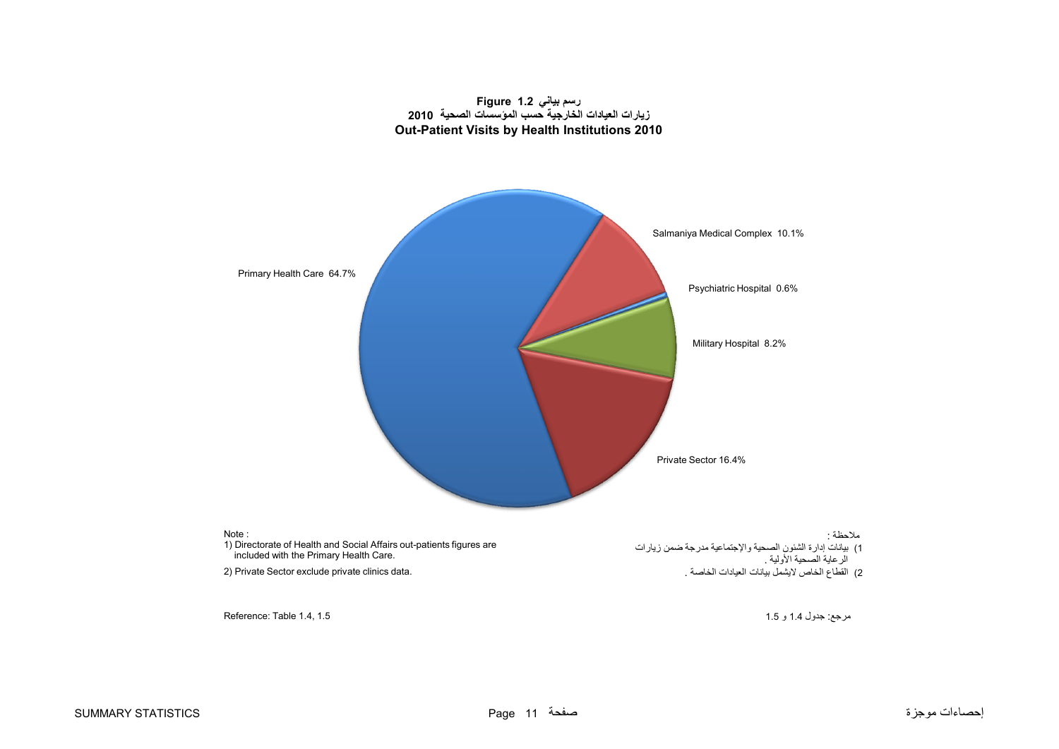**Figure 1.2 رسم بياني**

**زيارات العيادات الخارجية حسب المؤسسات الصحية 2010**

**Out-Patient Visits by Health Institutions 2010**

Primary Health Care 64.7%

Salmaniya Medical Complex 10.1%

Psychiatric Hospital 0.6%

Military Hospital 8.2%

Private Sector 16.4%

Note :

1) Directorate of Health and Social Affairs out-patients figures are included with the Primary Health Care.

2) Private Sector exclude private clinics data.

ملاحظة :

1) بيانات إدارة الشئون الصحية والإجتماعية مدرجة ضمن زيارات الرعاية الصحية الأولية .

2) القطاع الخاص لايشمل بيانات العيادات الخاصة .

Reference: Table 1.4, 1.5

مرجع: جدول 1.4 و 1.5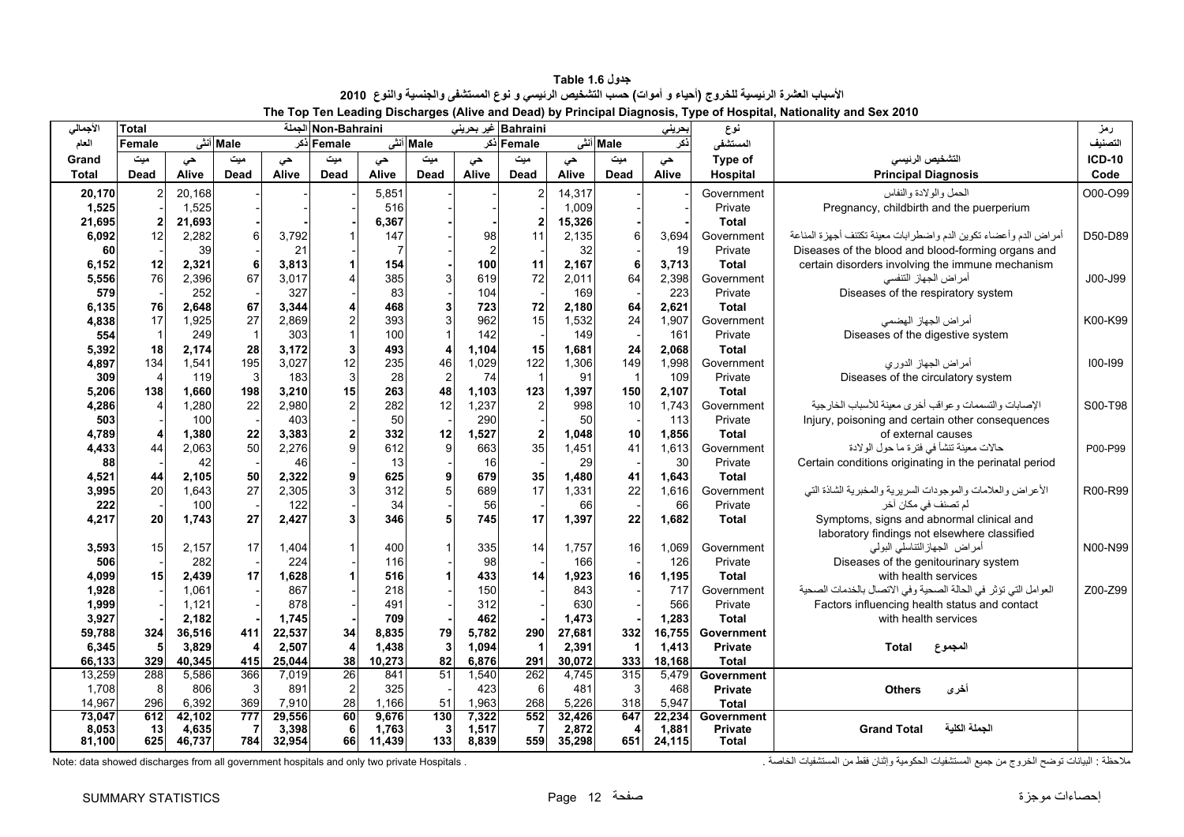# جدول Table 1.6

## الأسباب العشرة الرئيسية للخروج (أحياء و أموات) حسب التشخيص الرئيسي و نوع المستشفى والجنسية والنوع 2010

## The Top Ten Leading Discharges (Alive and Dead) by Principal Diagnosis, Type of Hospital, Nationality and Sex 2010

| الأجمالي العام Grand Total | Total الجملة | | | | Non-Bahraini غير بحريني | | | | Bahraini بحريني | | | | نوع المستشفى Type of Hospital | التشخيص الرئيسي Principal Diagnosis | رمز التصنيف ICD-10 Code |
|---|---|---|---|---|---|---|---|---|---|---|---|---|---|---|---|
| | Female أنثى | | Male ذكر | | Female أنثى | | Male ذكر | | Female أنثى | | Male ذكر | | | | |
| | ميت Dead | حي Alive | ميت Dead | حي Alive | ميت Dead | حي Alive | ميت Dead | حي Alive | ميت Dead | حي Alive | ميت Dead | حي Alive | | | |
| 20,170 | 2 | 20,168 | - | - | - | 5,851 | - | - | 2 | 14,317 | - | - | Government | الحمل والولادة والنفاس | O00-O99 |
| 1,525 | - | 1,525 | - | - | - | 516 | - | - | - | 1,009 | - | - | Private | Pregnancy, childbirth and the puerperium | |
| **21,695** | **2** | **21,693** | **-** | **-** | **-** | **6,367** | **-** | **-** | **2** | **15,326** | **-** | **-** | **Total** | | |
| 6,092 | 12 | 2,282 | 6 | 3,792 | 1 | 147 | - | 98 | 11 | 2,135 | 6 | 3,694 | Government | أمراض الدم وأعضاء تكوين الدم واضطرابات معينة تكتنف أجهزة المناعة | D50-D89 |
| 60 | - | 39 | - | 21 | - | 7 | - | 2 | - | 32 | - | 19 | Private | Diseases of the blood and blood-forming organs and | |
| **6,152** | **12** | **2,321** | **6** | **3,813** | **1** | **154** | **-** | **100** | **11** | **2,167** | **6** | **3,713** | **Total** | certain disorders involving the immune mechanism | |
| 5,556 | 76 | 2,396 | 67 | 3,017 | 4 | 385 | 3 | 619 | 72 | 2,011 | 64 | 2,398 | Government | أمراض الجهاز التنفسي | J00-J99 |
| 579 | - | 252 | - | 327 | - | 83 | - | 104 | - | 169 | - | 223 | Private | Diseases of the respiratory system | |
| **6,135** | **76** | **2,648** | **67** | **3,344** | **4** | **468** | **3** | **723** | **72** | **2,180** | **64** | **2,621** | **Total** | | |
| 4,838 | 17 | 1,925 | 27 | 2,869 | 2 | 393 | 3 | 962 | 15 | 1,532 | 24 | 1,907 | Government | أمراض الجهاز الهضمي | K00-K99 |
| 554 | 1 | 249 | 1 | 303 | 1 | 100 | 1 | 142 | - | 149 | - | 161 | Private | Diseases of the digestive system | |
| **5,392** | **18** | **2,174** | **28** | **3,172** | **3** | **493** | **4** | **1,104** | **15** | **1,681** | **24** | **2,068** | **Total** | | |
| 4,897 | 134 | 1,541 | 195 | 3,027 | 12 | 235 | 46 | 1,029 | 122 | 1,306 | 149 | 1,998 | Government | أمراض الجهاز الدوري | I00-I99 |
| 309 | 4 | 119 | 3 | 183 | 3 | 28 | 2 | 74 | 1 | 91 | 1 | 109 | Private | Diseases of the circulatory system | |
| **5,206** | **138** | **1,660** | **198** | **3,210** | **15** | **263** | **48** | **1,103** | **123** | **1,397** | **150** | **2,107** | **Total** | | |
| 4,286 | 4 | 1,280 | 22 | 2,980 | 2 | 282 | 12 | 1,237 | 2 | 998 | 10 | 1,743 | Government | الإصابات والتسممات وعواقب أخرى معينة للأسباب الخارجية | S00-T98 |
| 503 | - | 100 | - | 403 | - | 50 | - | 290 | - | 50 | - | 113 | Private | Injury, poisoning and certain other consequences | |
| **4,789** | **4** | **1,380** | **22** | **3,383** | **2** | **332** | **12** | **1,527** | **2** | **1,048** | **10** | **1,856** | **Total** | of external causes | |
| 4,433 | 44 | 2,063 | 50 | 2,276 | 9 | 612 | 9 | 663 | 35 | 1,451 | 41 | 1,613 | Government | حالات معينة تنشأ في فترة ما حول الولادة | P00-P99 |
| 88 | - | 42 | - | 46 | - | 13 | - | 16 | - | 29 | - | 30 | Private | Certain conditions originating in the perinatal period | |
| **4,521** | **44** | **2,105** | **50** | **2,322** | **9** | **625** | **9** | **679** | **35** | **1,480** | **41** | **1,643** | **Total** | | |
| 3,995 | 20 | 1,643 | 27 | 2,305 | 3 | 312 | 5 | 689 | 17 | 1,331 | 22 | 1,616 | Government | الأعراض والعلامات والموجودات السريرية والمخبرية الشاذة التي لم تصنف في مكان آخر | R00-R99 |
| 222 | - | 100 | - | 122 | - | 34 | - | 56 | - | 66 | - | 66 | Private | Symptoms, signs and abnormal clinical and | |
| **4,217** | **20** | **1,743** | **27** | **2,427** | **3** | **346** | **5** | **745** | **17** | **1,397** | **22** | **1,682** | **Total** | laboratory findings not elsewhere classified | |
| 3,593 | 15 | 2,157 | 17 | 1,404 | 1 | 400 | 1 | 335 | 14 | 1,757 | 16 | 1,069 | Government | أمراض الجهازالتناسلي البولي | N00-N99 |
| 506 | - | 282 | - | 224 | - | 116 | - | 98 | - | 166 | - | 126 | Private | Diseases of the genitourinary system | |
| **4,099** | **15** | **2,439** | **17** | **1,628** | **1** | **516** | **1** | **433** | **14** | **1,923** | **16** | **1,195** | **Total** | | |
| 1,928 | - | 1,061 | - | 867 | - | 218 | - | 150 | - | 843 | - | 717 | Government | العوامل التي تؤثر في الحالة الصحية وفي الاتصال بالخدمات الصحية | Z00-Z99 |
| 1,999 | - | 1,121 | - | 878 | - | 491 | - | 312 | - | 630 | - | 566 | Private | Factors influencing health status and contact | |
| **3,927** | **-** | **2,182** | **-** | **1,745** | **-** | **709** | **-** | **462** | **-** | **1,473** | **-** | **1,283** | **Total** | with health services | |
| **59,788** | **324** | **36,516** | **411** | **22,537** | **34** | **8,835** | **79** | **5,782** | **290** | **27,681** | **332** | **16,755** | **Government** | | |
| **6,345** | **5** | **3,829** | **4** | **2,507** | **4** | **1,438** | **3** | **1,094** | **1** | **2,391** | **1** | **1,413** | **Private** | **Total المجموع** | |
| **66,133** | **329** | **40,345** | **415** | **25,044** | **38** | **10,273** | **82** | **6,876** | **291** | **30,072** | **333** | **18,168** | **Total** | | |
| 13,259 | 288 | 5,586 | 366 | 7,019 | 26 | 841 | 51 | 1,540 | 262 | 4,745 | 315 | 5,479 | **Government** | | |
| 1,708 | 8 | 806 | 3 | 891 | 2 | 325 | - | 423 | 6 | 481 | 3 | 468 | **Private** | **Others أخرى** | |
| 14,967 | 296 | 6,392 | 369 | 7,910 | 28 | 1,166 | 51 | 1,963 | 268 | 5,226 | 318 | 5,947 | **Total** | | |
| **73,047** | **612** | **42,102** | **777** | **29,556** | **60** | **9,676** | **130** | **7,322** | **552** | **32,426** | **647** | **22,234** | **Government** | | |
| **8,053** | **13** | **4,635** | **7** | **3,398** | **6** | **1,763** | **3** | **1,517** | **7** | **2,872** | **4** | **1,881** | **Private** | **Grand Total الجملة الكلية** | |
| **81,100** | **625** | **46,737** | **784** | **32,954** | **66** | **11,439** | **133** | **8,839** | **559** | **35,298** | **651** | **24,115** | **Total** | | |

Note: data showed discharges from all government hospitals and only two private Hospitals .

ملاحظة : البيانات توضح الخروج من جميع المستشفيات الحكومية وإثنان فقط من المستشفيات الخاصة .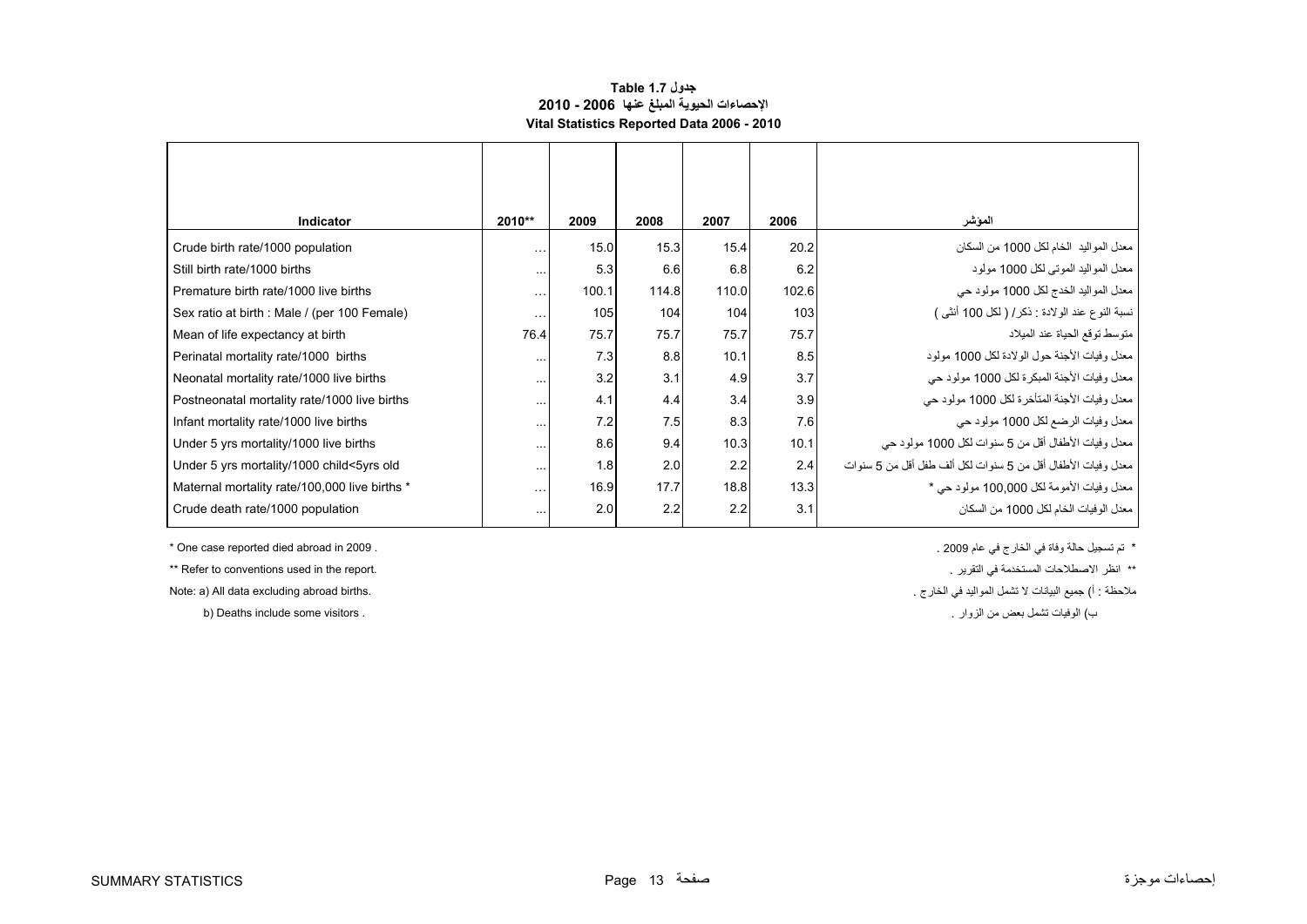# جدول Table 1.7
## الإحصاءات الحيوية المبلغ عنها 2006 - 2010
## Vital Statistics Reported Data 2006 - 2010

| Indicator | 2010** | 2009 | 2008 | 2007 | 2006 | المؤشر |
|---|---|---|---|---|---|---|
| Crude birth rate/1000 population | ... | 15.0 | 15.3 | 15.4 | 20.2 | معدل المواليد الخام لكل 1000 من السكان |
| Still birth rate/1000 births | ... | 5.3 | 6.6 | 6.8 | 6.2 | معدل المواليد الموتى لكل 1000 مولود |
| Premature birth rate/1000 live births | ... | 100.1 | 114.8 | 110.0 | 102.6 | معدل المواليد الخدج لكل 1000 مولود حي |
| Sex ratio at birth : Male / (per 100 Female) | ... | 105 | 104 | 104 | 103 | نسبة النوع عند الولادة : ذكر/ ( لكل 100 أنثى ) |
| Mean of life expectancy at birth | 76.4 | 75.7 | 75.7 | 75.7 | 75.7 | متوسط توقع الحياة عند الميلاد |
| Perinatal mortality rate/1000 births | ... | 7.3 | 8.8 | 10.1 | 8.5 | معدل وفيات الأجنة حول الولادة لكل 1000 مولود |
| Neonatal mortality rate/1000 live births | ... | 3.2 | 3.1 | 4.9 | 3.7 | معدل وفيات الأجنة المبكرة لكل 1000 مولود حي |
| Postneonatal mortality rate/1000 live births | ... | 4.1 | 4.4 | 3.4 | 3.9 | معدل وفيات الأجنة المتأخرة لكل 1000 مولود حي |
| Infant mortality rate/1000 live births | ... | 7.2 | 7.5 | 8.3 | 7.6 | معدل وفيات الرضع لكل 1000 مولود حي |
| Under 5 yrs mortality/1000 live births | ... | 8.6 | 9.4 | 10.3 | 10.1 | معدل وفيات الأطفال أقل من 5 سنوات لكل 1000 مولود حي |
| Under 5 yrs mortality/1000 child<5yrs old | ... | 1.8 | 2.0 | 2.2 | 2.4 | معدل وفيات الأطفال أقل من 5 سنوات لكل ألف طفل أقل من 5 سنوات |
| Maternal mortality rate/100,000 live births * | ... | 16.9 | 17.7 | 18.8 | 13.3 | معدل وفيات الأمومة لكل 100,000 مولود حي * |
| Crude death rate/1000 population | ... | 2.0 | 2.2 | 2.2 | 3.1 | معدل الوفيات الخام لكل 1000 من السكان |

* One case reported died abroad in 2009 .

** Refer to conventions used in the report.

Note: a) All data excluding abroad births.

b) Deaths include some visitors .

* تم تسجيل حالة وفاة في الخارج في عام 2009 .

** انظر الاصطلاحات المستخدمة في التقرير .

ملاحظة : أ) جميع البيانات لا تشمل المواليد في الخارج .

ب) الوفيات تشمل بعض من الزوار .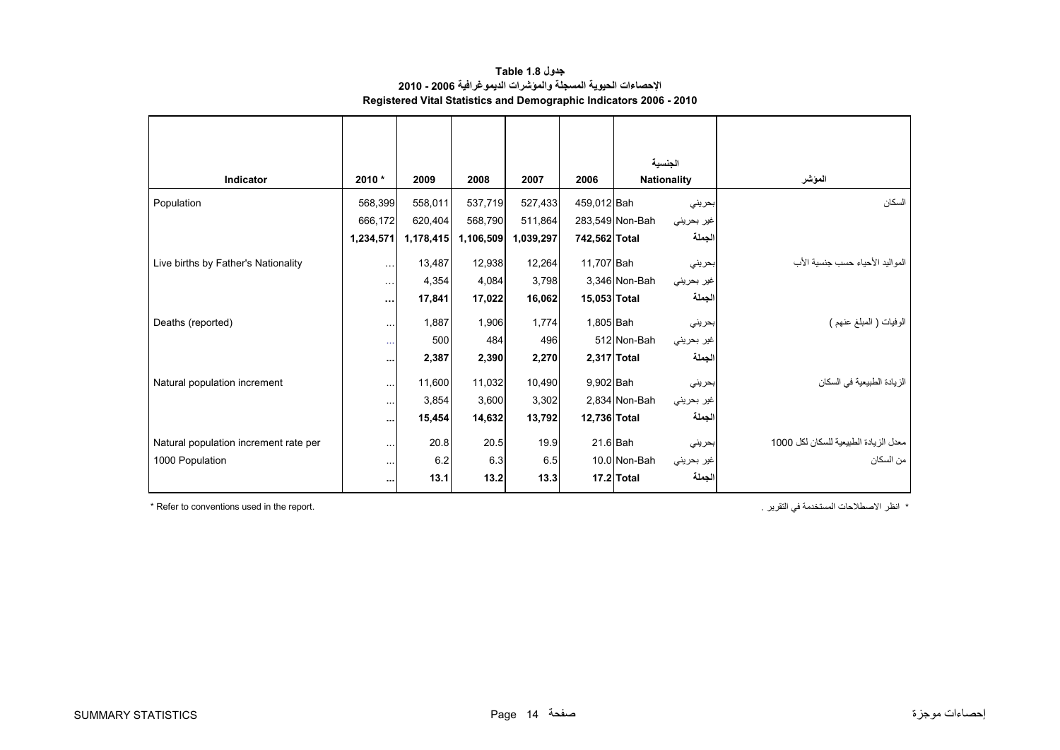**جدول Table 1.8**

**الإحصاءات الحيوية المسجلة والمؤشرات الديموغرافية 2006 - 2010**

**Registered Vital Statistics and Demographic Indicators 2006 - 2010**

| Indicator | 2010 * | 2009 | 2008 | 2007 | 2006 | Nationality | الجنسية | المؤشر |
|---|---|---|---|---|---|---|---|---|
| Population | 568,399 | 558,011 | 537,719 | 527,433 | 459,012 | Bah | بحريني | السكان |
| | 666,172 | 620,404 | 568,790 | 511,864 | 283,549 | Non-Bah | غير بحريني | |
| | **1,234,571** | **1,178,415** | **1,106,509** | **1,039,297** | **742,562** | **Total** | **الجملة** | |
| Live births by Father's Nationality | ... | 13,487 | 12,938 | 12,264 | 11,707 | Bah | بحريني | المواليد الأحياء حسب جنسية الأب |
| | ... | 4,354 | 4,084 | 3,798 | 3,346 | Non-Bah | غير بحريني | |
| | **...** | **17,841** | **17,022** | **16,062** | **15,053** | **Total** | **الجملة** | |
| Deaths (reported) | ... | 1,887 | 1,906 | 1,774 | 1,805 | Bah | بحريني | الوفيات ( المبلغ عنهم ) |
| | ... | 500 | 484 | 496 | 512 | Non-Bah | غير بحريني | |
| | **...** | **2,387** | **2,390** | **2,270** | **2,317** | **Total** | **الجملة** | |
| Natural population increment | ... | 11,600 | 11,032 | 10,490 | 9,902 | Bah | بحريني | الزيادة الطبيعية في السكان |
| | ... | 3,854 | 3,600 | 3,302 | 2,834 | Non-Bah | غير بحريني | |
| | **...** | **15,454** | **14,632** | **13,792** | **12,736** | **Total** | **الجملة** | |
| Natural population increment rate per 1000 Population | ... | 20.8 | 20.5 | 19.9 | 21.6 | Bah | بحريني | معدل الزيادة الطبيعية للسكان لكل 1000 من السكان |
| | ... | 6.2 | 6.3 | 6.5 | 10.0 | Non-Bah | غير بحريني | |
| | **...** | **13.1** | **13.2** | **13.3** | **17.2** | **Total** | **الجملة** | |

* Refer to conventions used in the report.

* انظر الاصطلاحات المستخدمة في التقرير .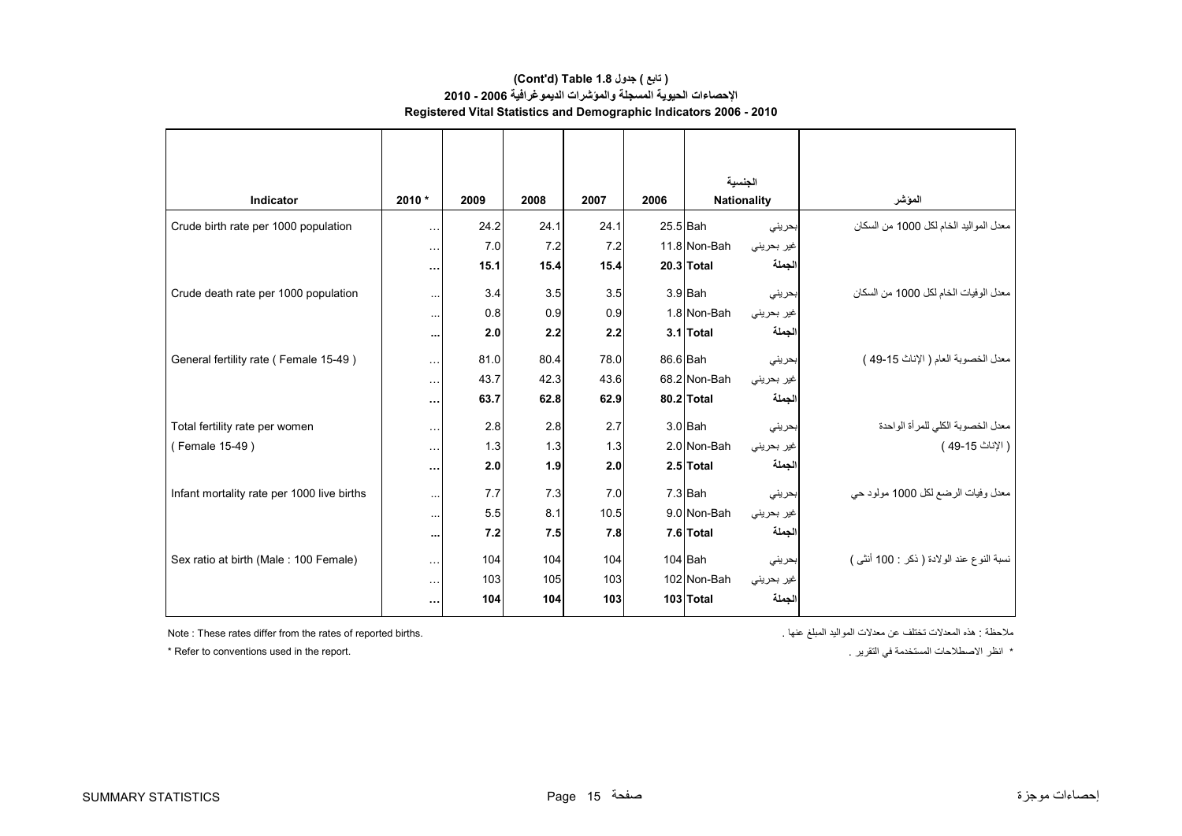**(Cont'd) Table 1.8 ( تابع ) جدول**

**الإحصاءات الحيوية المسجلة والمؤشرات الديموغرافية 2006 - 2010**

**Registered Vital Statistics and Demographic Indicators 2006 - 2010**

| Indicator | 2010 * | 2009 | 2008 | 2007 | 2006 | Nationality | الجنسية | المؤشر |
|---|---|---|---|---|---|---|---|---|
| Crude birth rate per 1000 population | … | 24.2 | 24.1 | 24.1 | 25.5 | Bah | بحريني | معدل المواليد الخام لكل 1000 من السكان |
| | … | 7.0 | 7.2 | 7.2 | 11.8 | Non-Bah | غير بحريني | |
| | **…** | **15.1** | **15.4** | **15.4** | **20.3** | **Total** | **الجملة** | |
| Crude death rate per 1000 population | … | 3.4 | 3.5 | 3.5 | 3.9 | Bah | بحريني | معدل الوفيات الخام لكل 1000 من السكان |
| | … | 0.8 | 0.9 | 0.9 | 1.8 | Non-Bah | غير بحريني | |
| | **…** | **2.0** | **2.2** | **2.2** | **3.1** | **Total** | **الجملة** | |
| General fertility rate ( Female 15-49 ) | … | 81.0 | 80.4 | 78.0 | 86.6 | Bah | بحريني | معدل الخصوبة العام ( الإناث 15-49 ) |
| | … | 43.7 | 42.3 | 43.6 | 68.2 | Non-Bah | غير بحريني | |
| | **…** | **63.7** | **62.8** | **62.9** | **80.2** | **Total** | **الجملة** | |
| Total fertility rate per women | … | 2.8 | 2.8 | 2.7 | 3.0 | Bah | بحريني | معدل الخصوبة الكلي للمرأة الواحدة |
| ( Female 15-49 ) | … | 1.3 | 1.3 | 1.3 | 2.0 | Non-Bah | غير بحريني | ( الإناث 15-49 ) |
| | **…** | **2.0** | **1.9** | **2.0** | **2.5** | **Total** | **الجملة** | |
| Infant mortality rate per 1000 live births | … | 7.7 | 7.3 | 7.0 | 7.3 | Bah | بحريني | معدل وفيات الرضع لكل 1000 مولود حي |
| | … | 5.5 | 8.1 | 10.5 | 9.0 | Non-Bah | غير بحريني | |
| | **…** | **7.2** | **7.5** | **7.8** | **7.6** | **Total** | **الجملة** | |
| Sex ratio at birth (Male : 100 Female) | … | 104 | 104 | 104 | 104 | Bah | بحريني | نسبة النوع عند الولادة ( ذكر : 100 أنثى ) |
| | … | 103 | 105 | 103 | 102 | Non-Bah | غير بحريني | |
| | **…** | **104** | **104** | **103** | **103** | **Total** | **الجملة** | |

Note : These rates differ from the rates of reported births.

ملاحظة : هذه المعدلات تختلف عن معدلات المواليد المبلغ عنها .

* Refer to conventions used in the report.

* انظر الاصطلاحات المستخدمة في التقرير .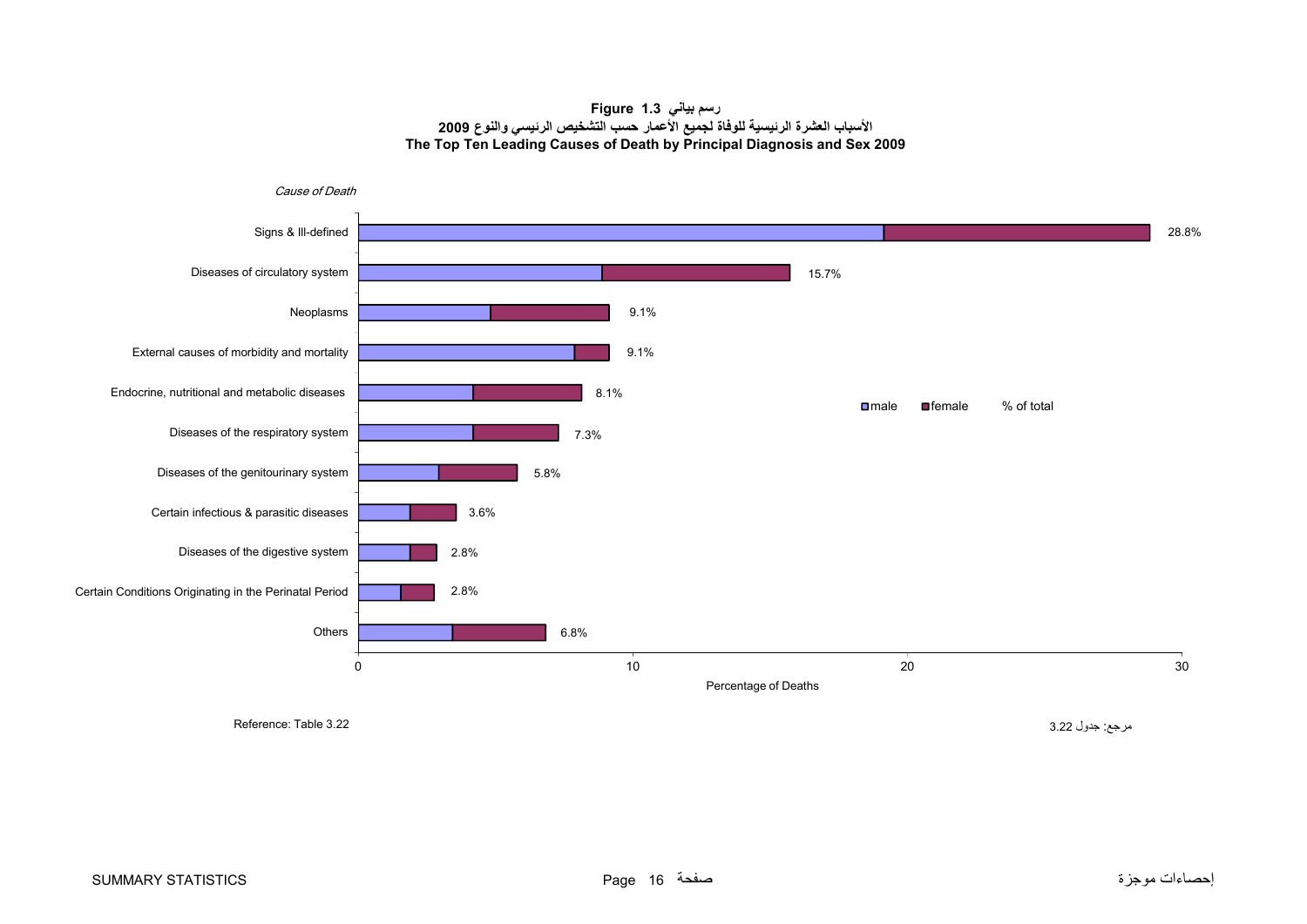**Figure 1.3 رسم بياني**

**الأسباب العشرة الرئيسية للوفاة لجميع الأعمار حسب التشخيص الرئيسي والنوع 2009**

**The Top Ten Leading Causes of Death by Principal Diagnosis and Sex 2009**

*Cause of Death*

| Cause of Death | % of total |
|---|---|
| Signs & Ill-defined | 28.8% |
| Diseases of circulatory system | 15.7% |
| Neoplasms | 9.1% |
| External causes of morbidity and mortality | 9.1% |
| Endocrine, nutritional and metabolic diseases | 8.1% |
| Diseases of the respiratory system | 7.3% |
| Diseases of the genitourinary system | 5.8% |
| Certain infectious & parasitic diseases | 3.6% |
| Diseases of the digestive system | 2.8% |
| Certain Conditions Originating in the Perinatal Period | 2.8% |
| Others | 6.8% |

Legend: male, female, % of total

Percentage of Deaths (0, 10, 20, 30)

Reference: Table 3.22

مرجع: جدول 3.22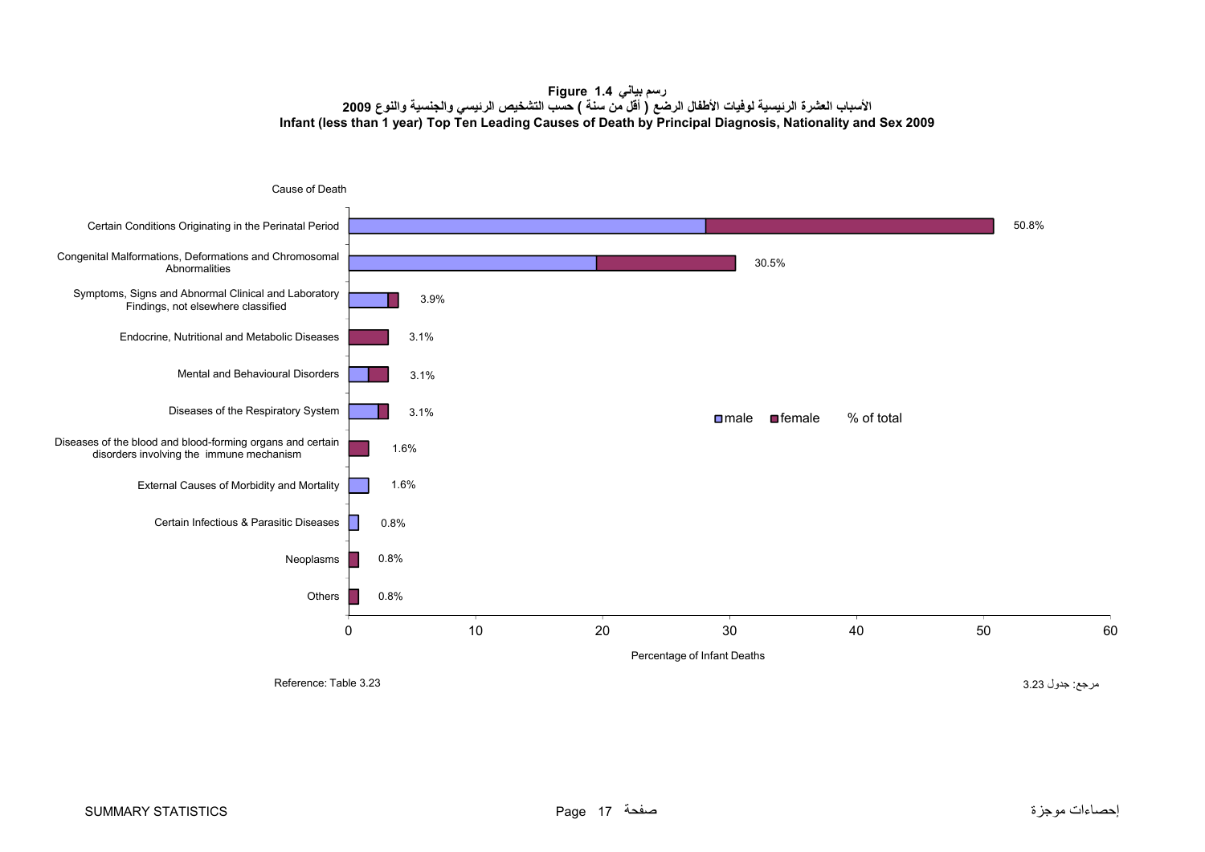**Figure 1.4 رسم بياني**

**الأسباب العشرة الرئيسية لوفيات الأطفال الرضع ( أقل من سنة ) حسب التشخيص الرئيسي والجنسية والنوع 2009**

**Infant (less than 1 year) Top Ten Leading Causes of Death by Principal Diagnosis, Nationality and Sex 2009**

| Cause of Death | % of total |
|---|---|
| Certain Conditions Originating in the Perinatal Period | 50.8% |
| Congenital Malformations, Deformations and Chromosomal Abnormalities | 30.5% |
| Symptoms, Signs and Abnormal Clinical and Laboratory Findings, not elsewhere classified | 3.9% |
| Endocrine, Nutritional and Metabolic Diseases | 3.1% |
| Mental and Behavioural Disorders | 3.1% |
| Diseases of the Respiratory System | 3.1% |
| Diseases of the blood and blood-forming organs and certain disorders involving the immune mechanism | 1.6% |
| External Causes of Morbidity and Mortality | 1.6% |
| Certain Infectious & Parasitic Diseases | 0.8% |
| Neoplasms | 0.8% |
| Others | 0.8% |

male / female / % of total

Percentage of Infant Deaths

Reference: Table 3.23

مرجع: جدول 3.23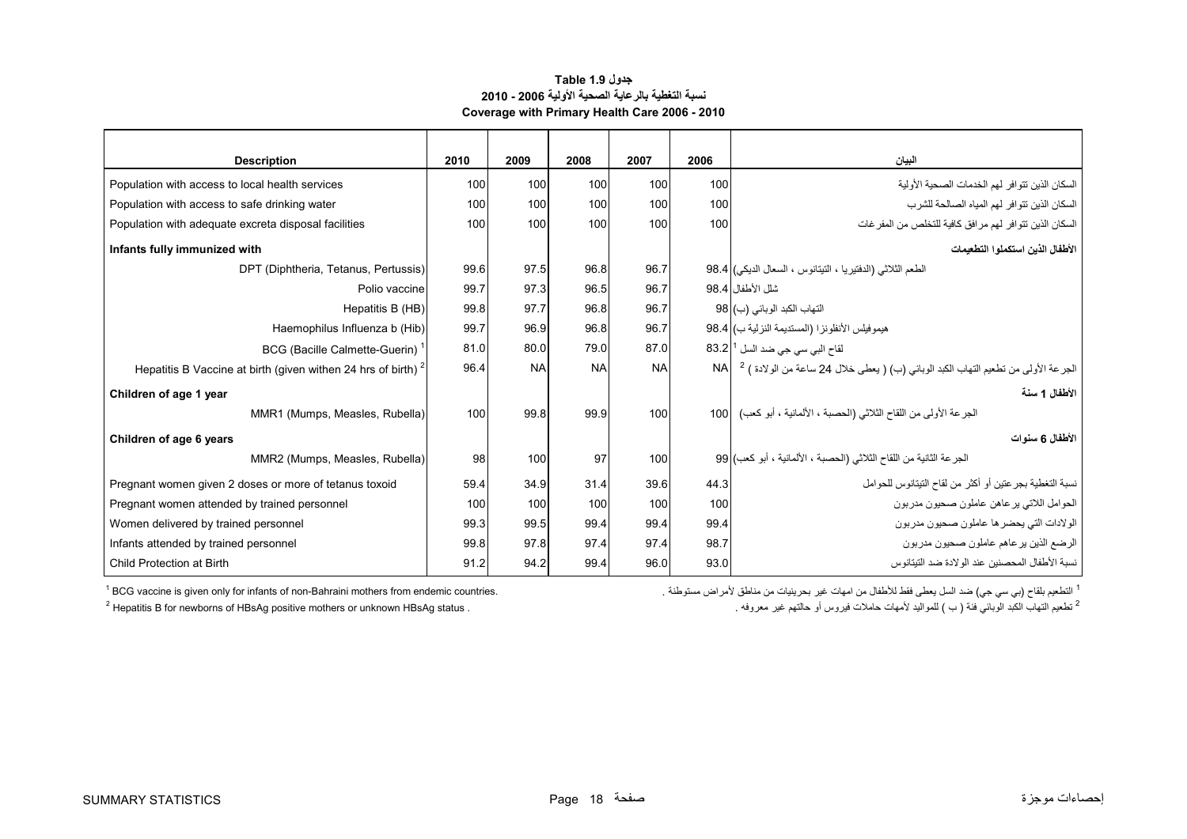**جدول Table 1.9**

**نسبة التغطية بالرعاية الصحية الأولية 2006 - 2010**

**Coverage with Primary Health Care 2006 - 2010**

| Description | 2010 | 2009 | 2008 | 2007 | 2006 | البيان |
|---|---|---|---|---|---|---|
| Population with access to local health services | 100 | 100 | 100 | 100 | 100 | السكان الذين تتوافر لهم الخدمات الصحية الأولية |
| Population with access to safe drinking water | 100 | 100 | 100 | 100 | 100 | السكان الذين تتوافر لهم المياه الصالحة للشرب |
| Population with adequate excreta disposal facilities | 100 | 100 | 100 | 100 | 100 | السكان الذين تتوافر لهم مرافق كافية للتخلص من المفرغات |
| **Infants fully immunized with** | | | | | | **الأطفال الذين استكملوا التطعيمات** |
| DPT (Diphtheria, Tetanus, Pertussis) | 99.6 | 97.5 | 96.8 | 96.7 | 98.4 | الطعم الثلاثي (الدفتيريا ، التيتانوس ، السعال الديكي) |
| Polio vaccine | 99.7 | 97.3 | 96.5 | 96.7 | 98.4 | شلل الأطفال |
| Hepatitis B (HB) | 99.8 | 97.7 | 96.8 | 96.7 | 98 | التهاب الكبد الوبائي (ب) |
| Haemophilus Influenza b (Hib) | 99.7 | 96.9 | 96.8 | 96.7 | 98.4 | هيموفيلس الأنفلونزا (المستديمة النزلية ب) |
| BCG (Bacille Calmette-Guerin) [1] | 81.0 | 80.0 | 79.0 | 87.0 | 83.2 | لقاح البي سي جي ضد السل [1] |
| Hepatitis B Vaccine at birth (given withen 24 hrs of birth) [2] | 96.4 | NA | NA | NA | NA | الجرعة الأولى من تطعيم التهاب الكبد الوبائي (ب) ( يعطى خلال 24 ساعة من الولادة ) [2] |
| **Children of age 1 year** | | | | | | **الأطفال 1 سنة** |
| MMR1 (Mumps, Measles, Rubella) | 100 | 99.8 | 99.9 | 100 | 100 | الجرعة الأولى من اللقاح الثلاثي (الحصبة ، الألمانية ، أبو كعب) |
| **Children of age 6 years** | | | | | | **الأطفال 6 سنوات** |
| MMR2 (Mumps, Measles, Rubella) | 98 | 100 | 97 | 100 | 99 | الجرعة الثانية من اللقاح الثلاثي (الحصبة ، الألمانية ، أبو كعب) |
| Pregnant women given 2 doses or more of tetanus toxoid | 59.4 | 34.9 | 31.4 | 39.6 | 44.3 | نسبة التغطية بجرعتين أو أكثر من لقاح التيتانوس للحوامل |
| Pregnant women attended by trained personnel | 100 | 100 | 100 | 100 | 100 | الحوامل اللاتي يرعاهن عاملون صحيون مدربون |
| Women delivered by trained personnel | 99.3 | 99.5 | 99.4 | 99.4 | 99.4 | الولادات التي يحضرها عاملون صحيون مدربون |
| Infants attended by trained personnel | 99.8 | 97.8 | 97.4 | 97.4 | 98.7 | الرضع الذين يرعاهم عاملون صحيون مدربون |
| Child Protection at Birth | 91.2 | 94.2 | 99.4 | 96.0 | 93.0 | نسبة الأطفال المحصنين عند الولادة ضد التيتانوس |

[1] BCG vaccine is given only for infants of non-Bahraini mothers from endemic countries.

[2] Hepatitis B for newborns of HBsAg positive mothers or unknown HBsAg status .

[1] التطعيم بلقاح (بي سي جي) ضد السل يعطى فقط للأطفال من امهات غير بحرينيات من مناطق لأمراض مستوطنة .

[2] تطعيم التهاب الكبد الوبائي فئة ( ب ) للمواليد لأمهات حاملات فيروس أو حالتهم غير معروفه .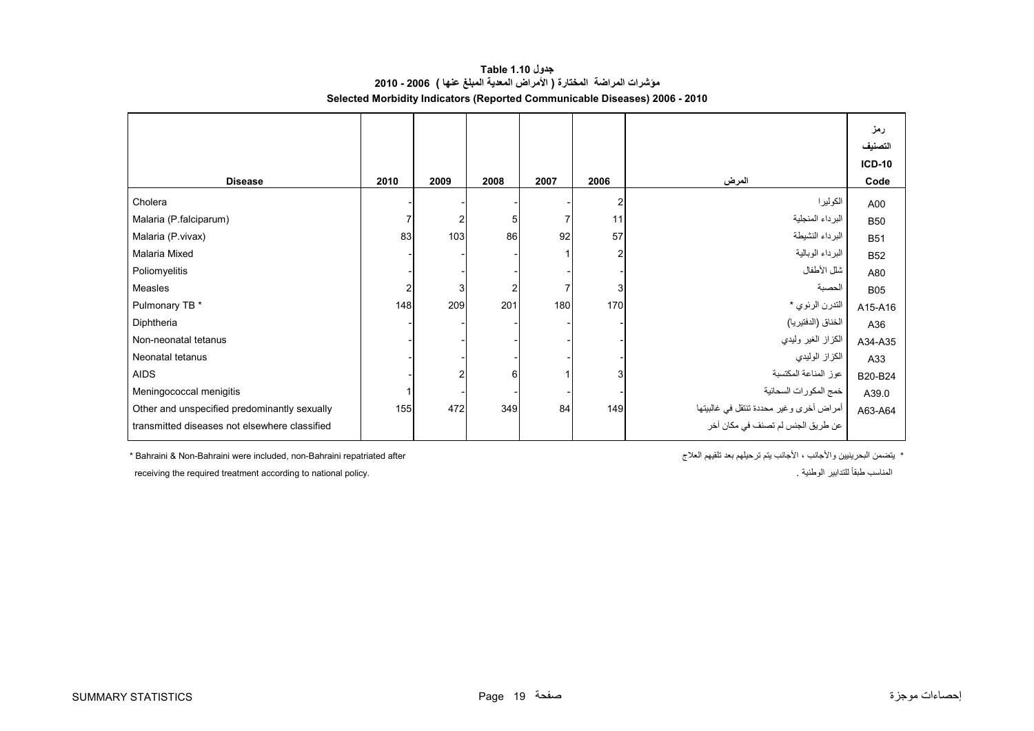# جدول 1.10 Table

## مؤشرات المراضة المختارة ( الأمراض المعدية المبلغ عنها ) 2006 - 2010

## Selected Morbidity Indicators (Reported Communicable Diseases) 2006 - 2010

| Disease | 2010 | 2009 | 2008 | 2007 | 2006 | المرض | رمز التصنيف ICD-10 Code |
|---|---|---|---|---|---|---|---|
| Cholera | - | - | - | - | 2 | الكوليرا | A00 |
| Malaria (P.falciparum) | 7 | 2 | 5 | 7 | 11 | البرداء المنجلية | B50 |
| Malaria (P.vivax) | 83 | 103 | 86 | 92 | 57 | البرداء النشيطة | B51 |
| Malaria Mixed | - | - | - | 1 | 2 | البرداء الوبالية | B52 |
| Poliomyelitis | - | - | - | - | - | شلل الأطفال | A80 |
| Measles | 2 | 3 | 2 | 7 | 3 | الحصبة | B05 |
| Pulmonary TB * | 148 | 209 | 201 | 180 | 170 | التدرن الرئوي * | A15-A16 |
| Diphtheria | - | - | - | - | - | الخناق (الدفتيريا) | A36 |
| Non-neonatal tetanus | - | - | - | - | - | الكزاز الغير وليدي | A34-A35 |
| Neonatal tetanus | - | - | - | - | - | الكزاز الوليدي | A33 |
| AIDS | - | 2 | 6 | 1 | 3 | عوز المناعة المكتسبة | B20-B24 |
| Meningococcal menigitis | 1 | - | - | - | - | خمج المكورات السحائية | A39.0 |
| Other and unspecified predominantly sexually transmitted diseases not elsewhere classified | 155 | 472 | 349 | 84 | 149 | أمراض أخرى وغير محددة تنتقل في غالبيتها عن طريق الجنس لم تصنف في مكان آخر | A63-A64 |

* Bahraini & Non-Bahraini were included, non-Bahraini repatriated after receiving the required treatment according to national policy.

* يتضمن البحرينيين والأجانب ، الأجانب يتم ترحيلهم بعد تلقيهم العلاج المناسب طبقاً للتدابير الوطنية .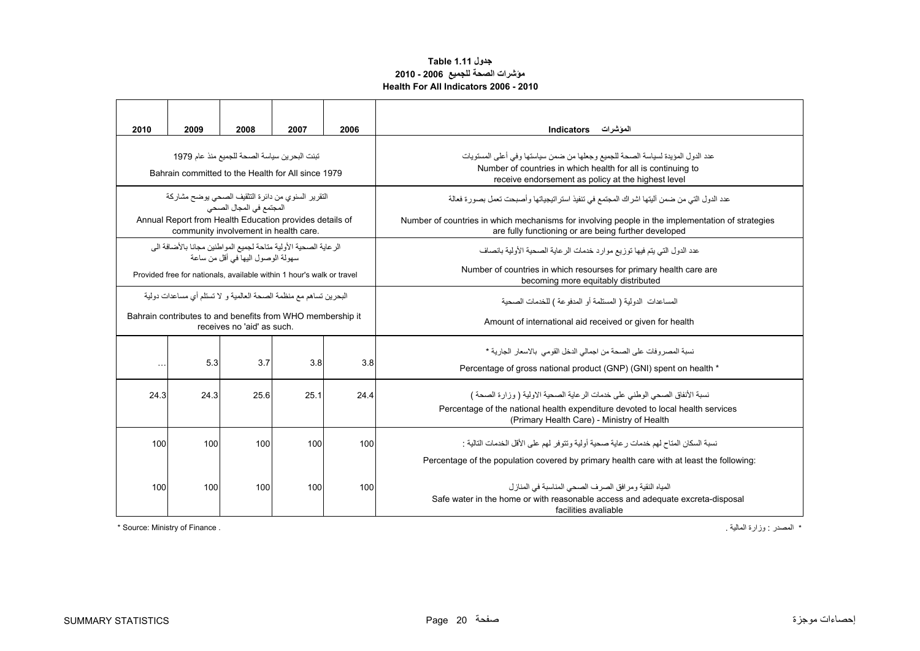**جدول Table 1.11**

**مؤشرات الصحة للجميع 2006 - 2010**

**Health For All Indicators 2006 - 2010**

| 2010 | 2009 | 2008 | 2007 | 2006 | المؤشرات Indicators |
|---|---|---|---|---|---|
| تبنت البحرين سياسة الصحة للجميع منذ عام 1979<br>Bahrain committed to the Health for All since 1979 | | | | | عدد الدول المؤيدة لسياسة الصحة للجميع وجعلها من ضمن سياستها وفي أعلى المستويات<br>Number of countries in which health for all is continuing to receive endorsement as policy at the highest level |
| التقرير السنوي من دائرة التثقيف الصحي يوضح مشاركة المجتمع في المجال الصحي<br>Annual Report from Health Education provides details of community involvement in health care. | | | | | عدد الدول التي من ضمن آليتها اشراك المجتمع في تنفيذ استراتيجياتها وأصبحت تعمل بصورة فعالة<br>Number of countries in which mechanisms for involving people in the implementation of strategies are fully functioning or are being further developed |
| الرعاية الصحية الأولية متاحة لجميع المواطنين مجانا بالأضافة الى سهولة الوصول اليها في أقل من ساعة<br>Provided free for nationals, available within 1 hour's walk or travel | | | | | عدد الدول التي يتم فيها توزيع موارد خدمات الرعاية الصحية الأولية بانصاف<br>Number of countries in which resourses for primary health care are becoming more equitably distributed |
| البحرين تساهم مع منظمة الصحة العالمية و لا تستلم أي مساعدات دولية<br>Bahrain contributes to and benefits from WHO membership it receives no 'aid' as such. | | | | | المساعدات الدولية ( المستلمة أو المدفوعة ) للخدمات الصحية<br>Amount of international aid received or given for health |
| ... | 5.3 | 3.7 | 3.8 | 3.8 | نسبة المصروفات على الصحة من اجمالي الدخل القومي بالاسعار الجارية *<br>Percentage of gross national product (GNP) (GNI) spent on health * |
| 24.3 | 24.3 | 25.6 | 25.1 | 24.4 | نسبة الأنفاق الصحي الوطني على خدمات الرعاية الصحية الاولية ( وزارة الصحة )<br>Percentage of the national health expenditure devoted to local health services (Primary Health Care) - Ministry of Health |
| 100 | 100 | 100 | 100 | 100 | نسبة السكان المتاح لهم خدمات رعاية صحية أولية وتتوفر لهم على الأقل الخدمات التالية :<br>Percentage of the population covered by primary health care with at least the following: |
| 100 | 100 | 100 | 100 | 100 | المياه النقية ومرافق الصرف الصحي المناسبة في المنازل<br>Safe water in the home or with reasonable access and adequate excreta-disposal facilities avaliable |

* Source: Ministry of Finance .

* المصدر : وزارة المالية .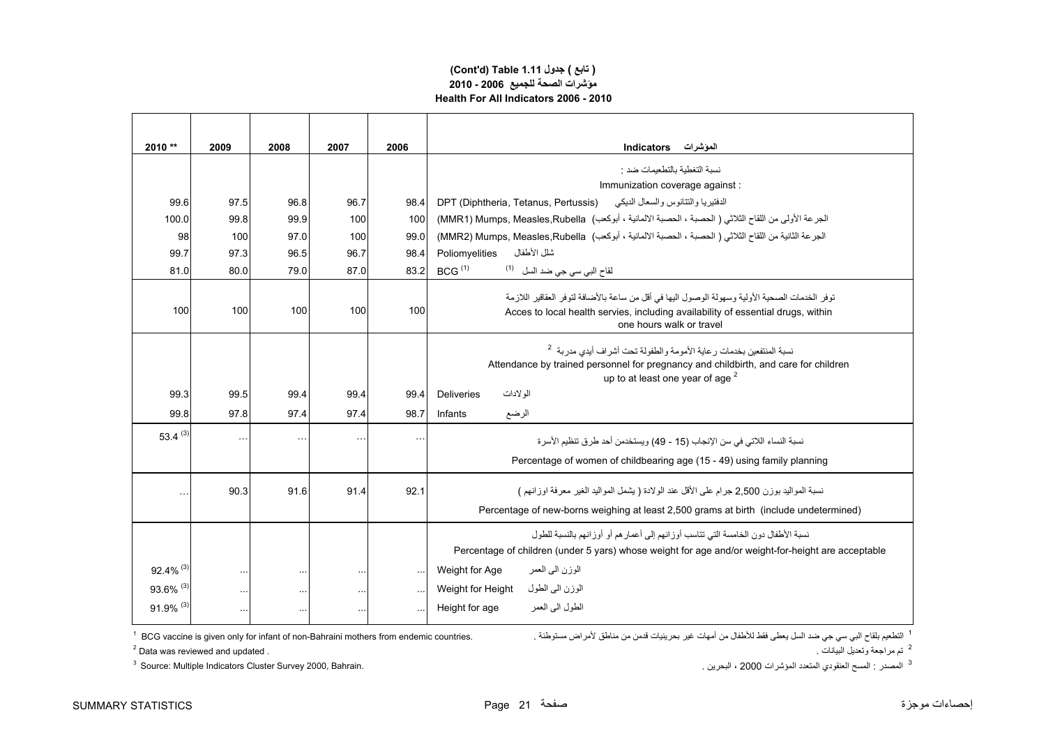**(Cont'd) Table 1.11 جدول ( تابع )**

**مؤشرات الصحة للجميع 2006 - 2010**

**Health For All Indicators 2006 - 2010**

| 2010 ** | 2009 | 2008 | 2007 | 2006 | Indicators المؤشرات |
|---|---|---|---|---|---|
| | | | | | نسبة التغطية بالتطعيمات ضد : Immunization coverage against : |
| 99.6 | 97.5 | 96.8 | 96.7 | 98.4 | DPT (Diphtheria, Tetanus, Pertussis) الدفتيريا والتتانوس والسعال الديكي |
| 100.0 | 99.8 | 99.9 | 100 | 100 | (MMR1) Mumps, Measles,Rubella الجرعة الأولى من اللقاح الثلاثي ( الحصبة ، الحصبة الالمانية ، أبوكعب) |
| 98 | 100 | 97.0 | 100 | 99.0 | (MMR2) Mumps, Measles,Rubella الجرعة الثانية من اللقاح الثلاثي ( الحصبة ، الحصبة الالمانية ، أبوكعب) |
| 99.7 | 97.3 | 96.5 | 96.7 | 98.4 | Poliomyelities شلل الأطفال |
| 81.0 | 80.0 | 79.0 | 87.0 | 83.2 | BCG [1] لقاح البي سي جي ضد السل [1] |
| 100 | 100 | 100 | 100 | 100 | توفر الخدمات الصحية الأولية وسهولة الوصول اليها في أقل من ساعة بالأضافة لتوفر العقاقير اللازمة Acces to local health servies, including availability of essential drugs, within one hours walk or travel |
| | | | | | نسبة المنتفعين بخدمات رعاية الأمومة والطفولة تحت أشراف أيدي مدربة [2] Attendance by trained personnel for pregnancy and childbirth, and care for children up to at least one year of age [2] |
| 99.3 | 99.5 | 99.4 | 99.4 | 99.4 | Deliveries الولادات |
| 99.8 | 97.8 | 97.4 | 97.4 | 98.7 | Infants الرضع |
| 53.4 [3] | ... | ... | ... | ... | نسبة النساء اللاتي في سن الإنجاب (15 - 49) ويستخدمن أحد طرق تنظيم الأسرة Percentage of women of childbearing age (15 - 49) using family planning |
| ... | 90.3 | 91.6 | 91.4 | 92.1 | نسبة المواليد بوزن 2,500 جرام على الأقل عند الولادة ( يشمل المواليد الغير معرفة اوزانهم ) Percentage of new-borns weighing at least 2,500 grams at birth (include undetermined) |
| | | | | | نسبة الأطفال دون الخامسة التي تتناسب أوزانهم إلى أعمارهم أو أوزانهم بالنسبة للطول Percentage of children (under 5 yars) whose weight for age and/or weight-for-height are acceptable |
| 92.4% [3] | ... | ... | ... | ... | Weight for Age الوزن الى العمر |
| 93.6% [3] | ... | ... | ... | ... | Weight for Height الوزن الى الطول |
| 91.9% [3] | ... | ... | ... | ... | Height for age الطول الى العمر |

[1] BCG vaccine is given only for infant of non-Bahraini mothers from endemic countries.

[1] التطعيم بلقاح البي سي جي ضد السل يعطى فقط للأطفال من أمهات غير بحرينيات قدمن من مناطق لأمراض مستوطنة .

[2] Data was reviewed and updated .

[2] تم مراجعة وتعديل البيانات .

[3] Source: Multiple Indicators Cluster Survey 2000, Bahrain.

[3] المصدر : المسح العنقودي المتعدد المؤشرات 2000 ، البحرين .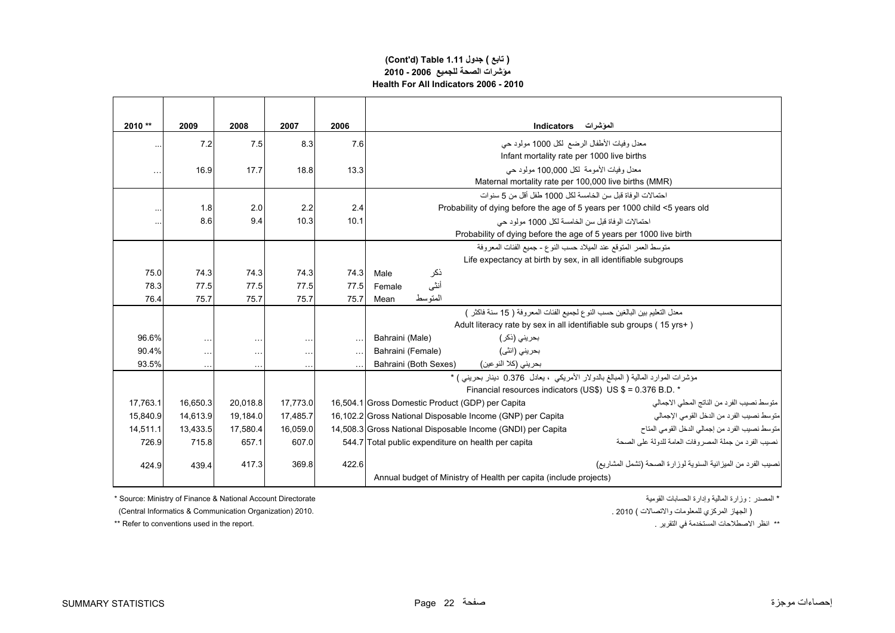**(Cont'd) Table 1.11 جدول ( تابع )**

**مؤشرات الصحة للجميع 2006 - 2010**

**Health For All Indicators 2006 - 2010**

| 2010 ** | 2009 | 2008 | 2007 | 2006 | Indicators المؤشرات |
|---|---|---|---|---|---|
| ... | 7.2 | 7.5 | 8.3 | 7.6 | معدل وفيات الأطفال الرضع لكل 1000 مولود حي<br>Infant mortality rate per 1000 live births |
| ... | 16.9 | 17.7 | 18.8 | 13.3 | معدل وفيات الأمومة لكل 100,000 مولود حي<br>Maternal mortality rate per 100,000 live births (MMR) |
| | | | | | احتمالات الوفاة قبل سن الخامسة لكل 1000 طفل أقل من 5 سنوات |
| ... | 1.8 | 2.0 | 2.2 | 2.4 | Probability of dying before the age of 5 years per 1000 child <5 years old |
| ... | 8.6 | 9.4 | 10.3 | 10.1 | احتمالات الوفاة قبل سن الخامسة لكل 1000 مولود حي<br>Probability of dying before the age of 5 years per 1000 live birth |
| | | | | | متوسط العمر المتوقع عند الميلاد حسب النوع - جميع الفئات المعروفة<br>Life expectancy at birth by sex, in all identifiable subgroups |
| 75.0 | 74.3 | 74.3 | 74.3 | 74.3 | Male ذكر |
| 78.3 | 77.5 | 77.5 | 77.5 | 77.5 | Female أنثى |
| 76.4 | 75.7 | 75.7 | 75.7 | 75.7 | Mean المتوسط |
| | | | | | معدل التعليم بين البالغين حسب النوع لجميع الفئات المعروفة ( 15 سنة فاكثر )<br>Adult literacy rate by sex in all identifiable sub groups ( 15 yrs+ ) |
| 96.6% | ... | ... | ... | ... | Bahraini (Male) بحريني (ذكر) |
| 90.4% | ... | ... | ... | ... | Bahraini (Female) بحريني (انثى) |
| 93.5% | ... | ... | ... | ... | Bahraini (Both Sexes) بحريني (كلا النوعين) |
| | | | | | مؤشرات الموارد المالية ( المبالغ بالدولار الأمريكي ، يعادل 0.376 دينار بحريني ) *<br>Financial resources indicators (US$) US $ = 0.376 B.D. * |
| 17,763.1 | 16,650.3 | 20,018.8 | 17,773.0 | 16,504.1 | Gross Domestic Product (GDP) per Capita متوسط نصيب الفرد من الناتج المحلي الاجمالي |
| 15,840.9 | 14,613.9 | 19,184.0 | 17,485.7 | 16,102.2 | Gross National Disposable Income (GNP) per Capita متوسط نصيب الفرد من الدخل القومي الإجمالي |
| 14,511.1 | 13,433.5 | 17,580.4 | 16,059.0 | 14,508.3 | Gross National Disposable Income (GNDI) per Capita متوسط نصيب الفرد من إجمالي الدخل القومي المتاح |
| 726.9 | 715.8 | 657.1 | 607.0 | 544.7 | Total public expenditure on health per capita نصيب الفرد من جملة المصروفات العامة للدولة على الصحة |
| 424.9 | 439.4 | 417.3 | 369.8 | 422.6 | نصيب الفرد من الميزانية السنوية لوزارة الصحة (تشمل المشاريع)<br>Annual budget of Ministry of Health per capita (include projects) |

* Source: Ministry of Finance & National Account Directorate (Central Informatics & Communication Organization) 2010.

* المصدر : وزارة المالية وإدارة الحسابات القومية ( الجهاز المركزي للمعلومات والاتصالات ) 2010 .

** Refer to conventions used in the report.

** انظر الاصطلاحات المستخدمة في التقرير .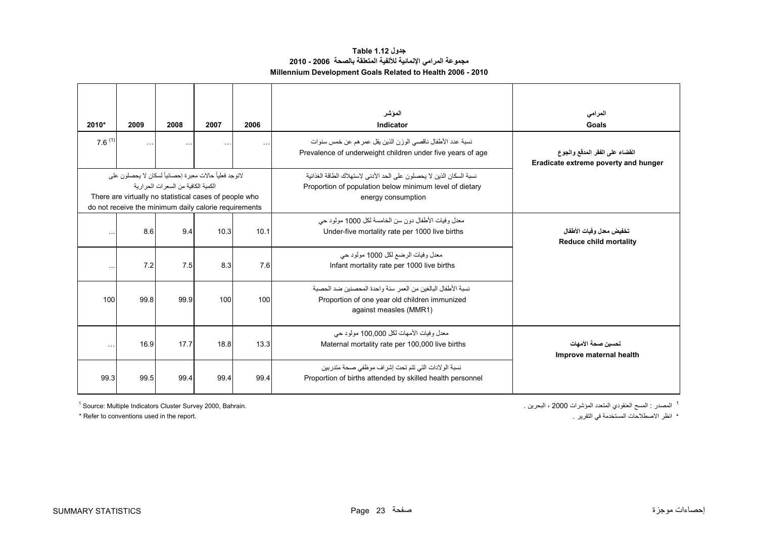# جدول Table 1.12

## مجموعة المرامي الإنمائية للألفية المتعلقة بالصحة 2006 - 2010

## Millennium Development Goals Related to Health 2006 - 2010

| 2010* | 2009 | 2008 | 2007 | 2006 | المؤشر<br>Indicator | المرامي<br>Goals |
|---|---|---|---|---|---|---|
| 7.6 [(1)] | … | … | … | … | نسبة عدد الأطفال ناقصي الوزن الذين يقل عمرهم عن خمس سنوات<br>Prevalence of underweight children under five years of age | القضاء على الفقر المدقع والجوع<br>Eradicate extreme poverty and hunger |
| لاتوجد فعلياً حالات معبرة إحصائياً لسكان لا يحصلون على الكمية الكافية من السعرات الحرارية<br>There are virtually no statistical cases of people who do not receive the minimum daily calorie requirements | | | | | نسبة السكان الذين لا يحصلون على الحد الأدنى لاستهلاك الطاقة الغذائية<br>Proportion of population below minimum level of dietary energy consumption | |
| … | 8.6 | 9.4 | 10.3 | 10.1 | معدل وفيات الأطفال دون سن الخامسة لكل 1000 مولود حي<br>Under-five mortality rate per 1000 live births | تخفيض معدل وفيات الأطفال<br>Reduce child mortality |
| … | 7.2 | 7.5 | 8.3 | 7.6 | معدل وفيات الرضع لكل 1000 مولود حي<br>Infant mortality rate per 1000 live births | |
| 100 | 99.8 | 99.9 | 100 | 100 | نسبة الأطفال البالغين من العمر سنة واحدة المحصنين ضد الحصبة<br>Proportion of one year old children immunized against measles (MMR1) | |
| … | 16.9 | 17.7 | 18.8 | 13.3 | معدل وفيات الأمهات لكل 100,000 مولود حي<br>Maternal mortality rate per 100,000 live births | تحسين صحة الأمهات<br>Improve maternal health |
| 99.3 | 99.5 | 99.4 | 99.4 | 99.4 | نسبة الولادات التي تتم تحت إشراف موظفي صحة متدربين<br>Proportion of births attended by skilled health personnel | |

[1] Source: Multiple Indicators Cluster Survey 2000, Bahrain.

[1] المصدر : المسح العنقودي المتعدد المؤشرات 2000 ، البحرين .

* Refer to conventions used in the report.

* انظر الاصطلاحات المستخدمة في التقرير .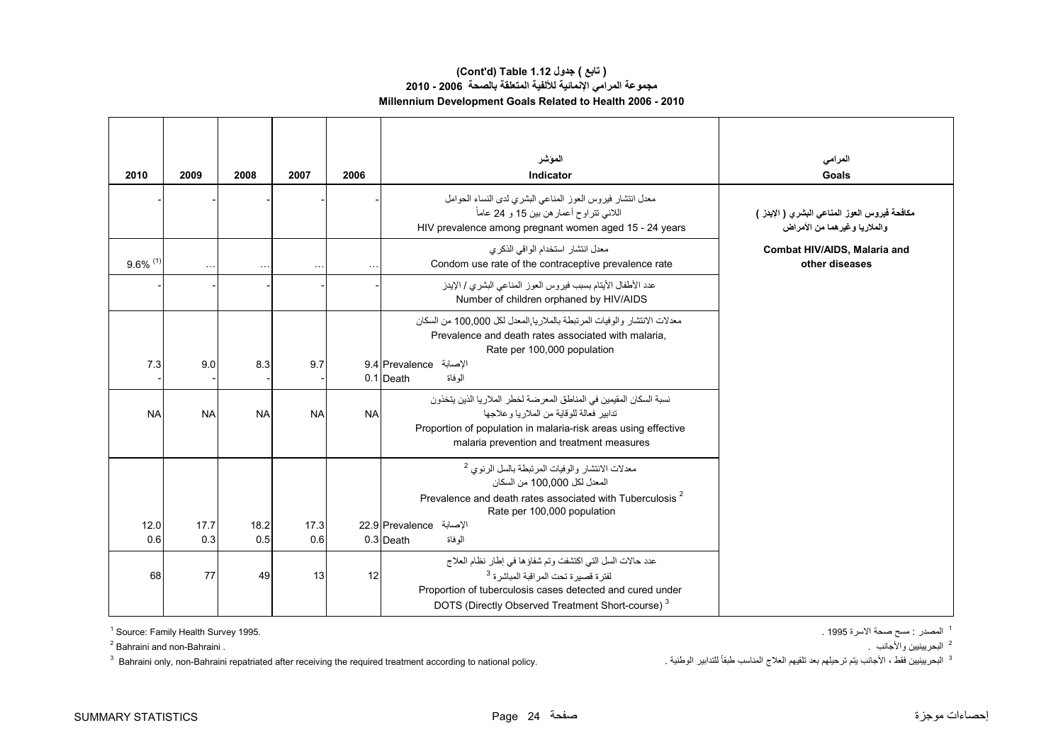### (تابع ) جدول 1.12 Table (Cont'd)
### مجموعة المرامي الإنمائية للألفية المتعلقة بالصحة 2006 - 2010
### Millennium Development Goals Related to Health 2006 - 2010

| 2010 | 2009 | 2008 | 2007 | 2006 | المؤشر<br>Indicator | المرامي<br>Goals |
|---|---|---|---|---|---|---|
| - | - | - | - | - | معدل انتشار فيروس العوز المناعي البشري لدى النساء الحوامل اللاتي تتراوح أعمارهن بين 15 و 24 عاماً<br>HIV prevalence among pregnant women aged 15 - 24 years | مكافحة فيروس العوز المناعي البشري ( الإيدز ) والملاريا وغيرهما من الأمراض<br>Combat HIV/AIDS, Malaria and other diseases |
| 9.6% [1] | … | … | … | … | معدل انتشار استخدام الواقي الذكري<br>Condom use rate of the contraceptive prevalence rate | |
| - | - | - | - | - | عدد الأطفال الأيتام بسبب فيروس العوز المناعي البشري / الإيدز<br>Number of children orphaned by HIV/AIDS | |
| | | | | | معدلات الانتشار والوفيات المرتبطة بالملاريا,المعدل لكل 100,000 من السكان<br>Prevalence and death rates associated with malaria, Rate per 100,000 population | |
| 7.3 | 9.0 | 8.3 | 9.7 | 9.4 | Prevalence الإصابة | |
| - | - | - | - | 0.1 | Death الوفاة | |
| NA | NA | NA | NA | NA | نسبة السكان المقيمين في المناطق المعرضة لخطر الملاريا الذين يتخذون تدابير فعالة للوقاية من الملاريا وعلاجها<br>Proportion of population in malaria-risk areas using effective malaria prevention and treatment measures | |
| | | | | | معدلات الانتشار والوفيات المرتبطة بالسل الرئوي [2] المعدل لكل 100,000 من السكان<br>Prevalence and death rates associated with Tuberculosis [2] Rate per 100,000 population | |
| 12.0 | 17.7 | 18.2 | 17.3 | 22.9 | Prevalence الإصابة | |
| 0.6 | 0.3 | 0.5 | 0.6 | 0.3 | Death الوفاة | |
| 68 | 77 | 49 | 13 | 12 | عدد حالات السل التي اكتشفت وتم شفاؤها في إطار نظام العلاج لفترة قصيرة تحت المراقبة المباشرة [3]<br>Proportion of tuberculosis cases detected and cured under DOTS (Directly Observed Treatment Short-course) [3] | |

[1] Source: Family Health Survey 1995.

[2] Bahraini and non-Bahraini .

[3] Bahraini only, non-Bahraini repatriated after receiving the required treatment according to national policy.

[1] المصدر : مسح صحة الاسرة 1995 .

[2] البحرينيين والأجانب .

[3] البحرينيين فقط ، الأجانب يتم ترحيلهم بعد تلقيهم العلاج المناسب طبقاً للتدابير الوطنية .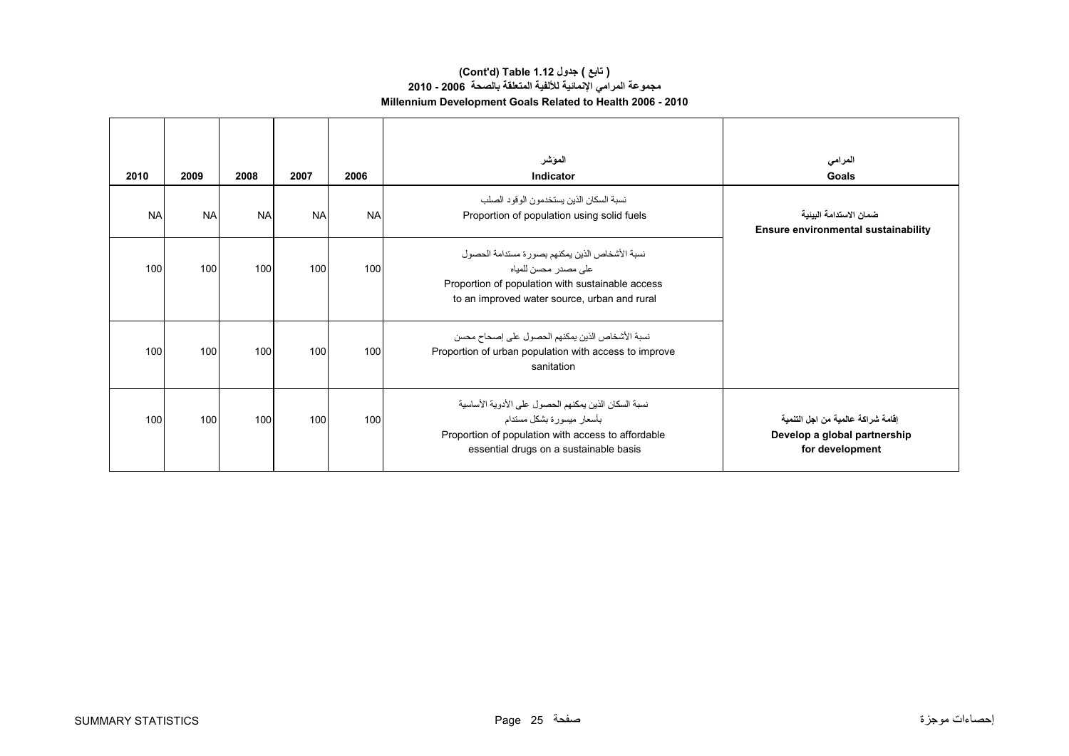## (Cont'd) Table 1.12 جدول ( تابع )
## مجموعة المرامي الإنمائية للألفية المتعلقة بالصحة 2006 - 2010
## Millennium Development Goals Related to Health 2006 - 2010

| 2010 | 2009 | 2008 | 2007 | 2006 | المؤشر<br>Indicator | المرامي<br>Goals |
|---|---|---|---|---|---|---|
| NA | NA | NA | NA | NA | نسبة السكان الذين يستخدمون الوقود الصلب<br>Proportion of population using solid fuels | ضمان الاستدامة البيئية<br>Ensure environmental sustainability |
| 100 | 100 | 100 | 100 | 100 | نسبة الأشخاص الذين يمكنهم بصورة مستدامة الحصول على مصدر محسن للمياه<br>Proportion of population with sustainable access to an improved water source, urban and rural | |
| 100 | 100 | 100 | 100 | 100 | نسبة الأشخاص الذين يمكنهم الحصول على إصحاح محسن<br>Proportion of urban population with access to improve sanitation | |
| 100 | 100 | 100 | 100 | 100 | نسبة السكان الذين يمكنهم الحصول على الأدوية الأساسية بأسعار ميسورة بشكل مستدام<br>Proportion of population with access to affordable essential drugs on a sustainable basis | إقامة شراكة عالمية من اجل التنمية<br>Develop a global partnership for development |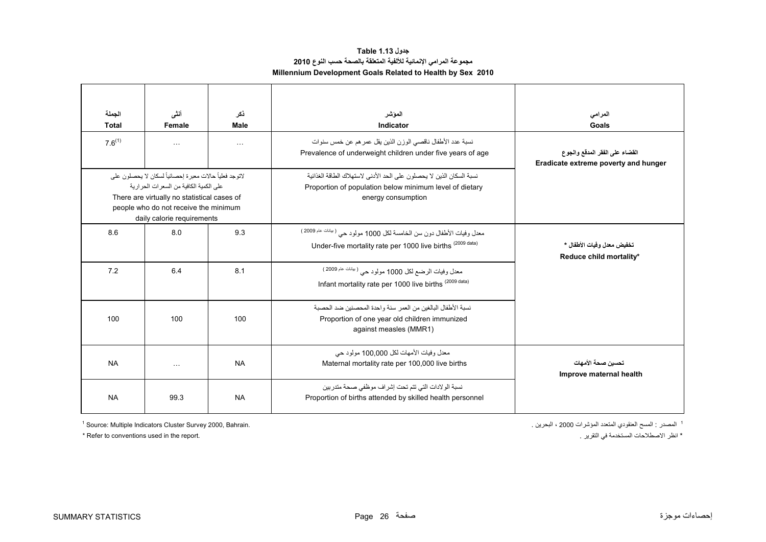**جدول Table 1.13**

**مجموعة المرامي الإنمائية للألفية المتعلقة بالصحة حسب النوع 2010**

**Millennium Development Goals Related to Health by Sex 2010**

| الجملة Total | أنثى Female | ذكر Male | المؤشر Indicator | المرامي Goals |
|---|---|---|---|---|
| 7.6[1] | ... | ... | نسبة عدد الأطفال ناقصي الوزن الذين يقل عمرهم عن خمس سنوات Prevalence of underweight children under five years of age | **القضاء على الفقر المدقع والجوع Eradicate extreme poverty and hunger** |
| لاتوجد فعلياً حالات معبرة إحصائياً لسكان لا يحصلون على على الكمية الكافية من السعرات الحرارية There are virtually no statistical cases of people who do not receive the minimum daily calorie requirements | | | نسبة السكان الذين لا يحصلون على الحد الأدنى لاستهلاك الطاقة الغذائية Proportion of population below minimum level of dietary energy consumption | |
| 8.6 | 8.0 | 9.3 | معدل وفيات الأطفال دون سن الخامسة لكل 1000 مولود حي ( بيانات عام 2009 ) Under-five mortality rate per 1000 live births (2009 data) | **تخفيض معدل وفيات الأطفال * Reduce child mortality*** |
| 7.2 | 6.4 | 8.1 | معدل وفيات الرضع لكل 1000 مولود حي ( بيانات عام 2009 ) Infant mortality rate per 1000 live births (2009 data) | |
| 100 | 100 | 100 | نسبة الأطفال البالغين من العمر سنة واحدة المحصنين ضد الحصبة Proportion of one year old children immunized against measles (MMR1) | |
| NA | ... | NA | معدل وفيات الأمهات لكل 100,000 مولود حي Maternal mortality rate per 100,000 live births | **تحسين صحة الأمهات Improve maternal health** |
| NA | 99.3 | NA | نسبة الولادات التي تتم تحت إشراف موظفي صحة متدربين Proportion of births attended by skilled health personnel | |

[1] Source: Multiple Indicators Cluster Survey 2000, Bahrain.

[1] المصدر : المسح العنقودي المتعدد المؤشرات 2000 ، البحرين .

* Refer to conventions used in the report.

* انظر الاصطلاحات المستخدمة في التقرير .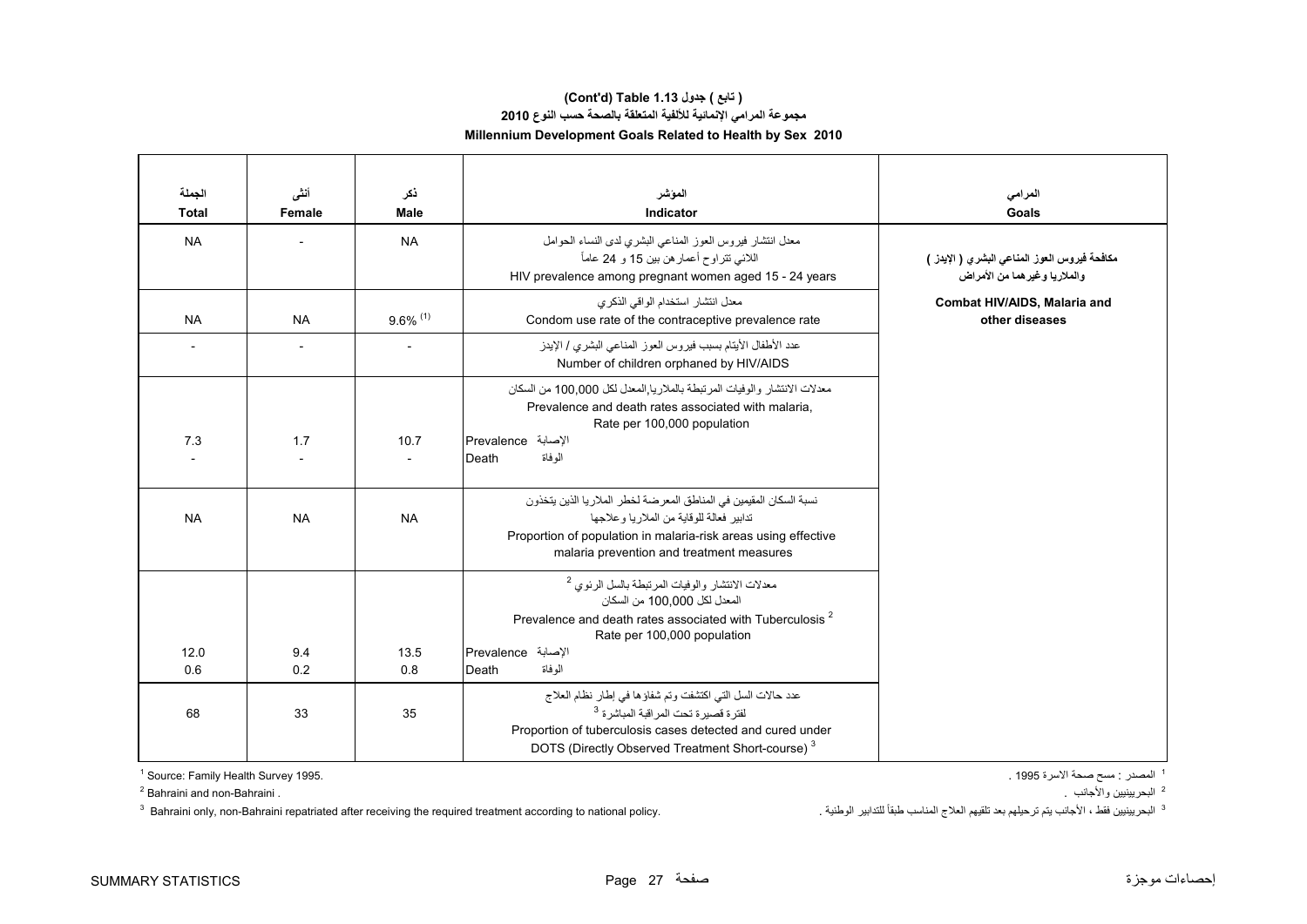## (تابع ) جدول 1.13 (Cont'd) Table 1.13

## مجموعة المرامي الإنمائية للألفية المتعلقة بالصحة حسب النوع 2010

## Millennium Development Goals Related to Health by Sex 2010

| الجملة Total | أنثى Female | ذكر Male | المؤشر Indicator | المرامي Goals |
|---|---|---|---|---|
| NA | - | NA | معدل انتشار فيروس العوز المناعي البشري لدى النساء الحوامل اللاتي تتراوح أعمارهن بين 15 و 24 عاماً HIV prevalence among pregnant women aged 15 - 24 years | مكافحة فيروس العوز المناعي البشري ( الإيدز ) والملاريا وغيرهما من الأمراض Combat HIV/AIDS, Malaria and other diseases |
| NA | NA | 9.6% [1] | معدل انتشار استخدام الواقي الذكري Condom use rate of the contraceptive prevalence rate | |
| - | - | - | عدد الأطفال الأيتام بسبب فيروس العوز المناعي البشري / الإيدز Number of children orphaned by HIV/AIDS | |
| | | | معدلات الانتشار والوفيات المرتبطة بالملاريا,المعدل لكل 100,000 من السكان Prevalence and death rates associated with malaria, Rate per 100,000 population | |
| 7.3 | 1.7 | 10.7 | Prevalence الإصابة | |
| - | - | - | Death الوفاة | |
| NA | NA | NA | نسبة السكان المقيمين في المناطق المعرضة لخطر الملاريا الذين يتخذون تدابير فعالة للوقاية من الملاريا وعلاجها Proportion of population in malaria-risk areas using effective malaria prevention and treatment measures | |
| | | | معدلات الانتشار والوفيات المرتبطة بالسل الرئوي [2] المعدل لكل 100,000 من السكان Prevalence and death rates associated with Tuberculosis [2] Rate per 100,000 population | |
| 12.0 | 9.4 | 13.5 | Prevalence الإصابة | |
| 0.6 | 0.2 | 0.8 | Death الوفاة | |
| 68 | 33 | 35 | عدد حالات السل التي اكتشفت وتم شفاؤها في إطار نظام العلاج لفترة قصيرة تحت المراقبة المباشرة [3] Proportion of tuberculosis cases detected and cured under DOTS (Directly Observed Treatment Short-course) [3] | |

[1] Source: Family Health Survey 1995.

[2] Bahraini and non-Bahraini .

[3] Bahraini only, non-Bahraini repatriated after receiving the required treatment according to national policy.

[1] المصدر : مسح صحة الاسرة 1995 .

[2] البحرينيين والأجانب .

[3] البحرينيين فقط ، الأجانب يتم ترحيلهم بعد تلقيهم العلاج المناسب طبقاً للتدابير الوطنية .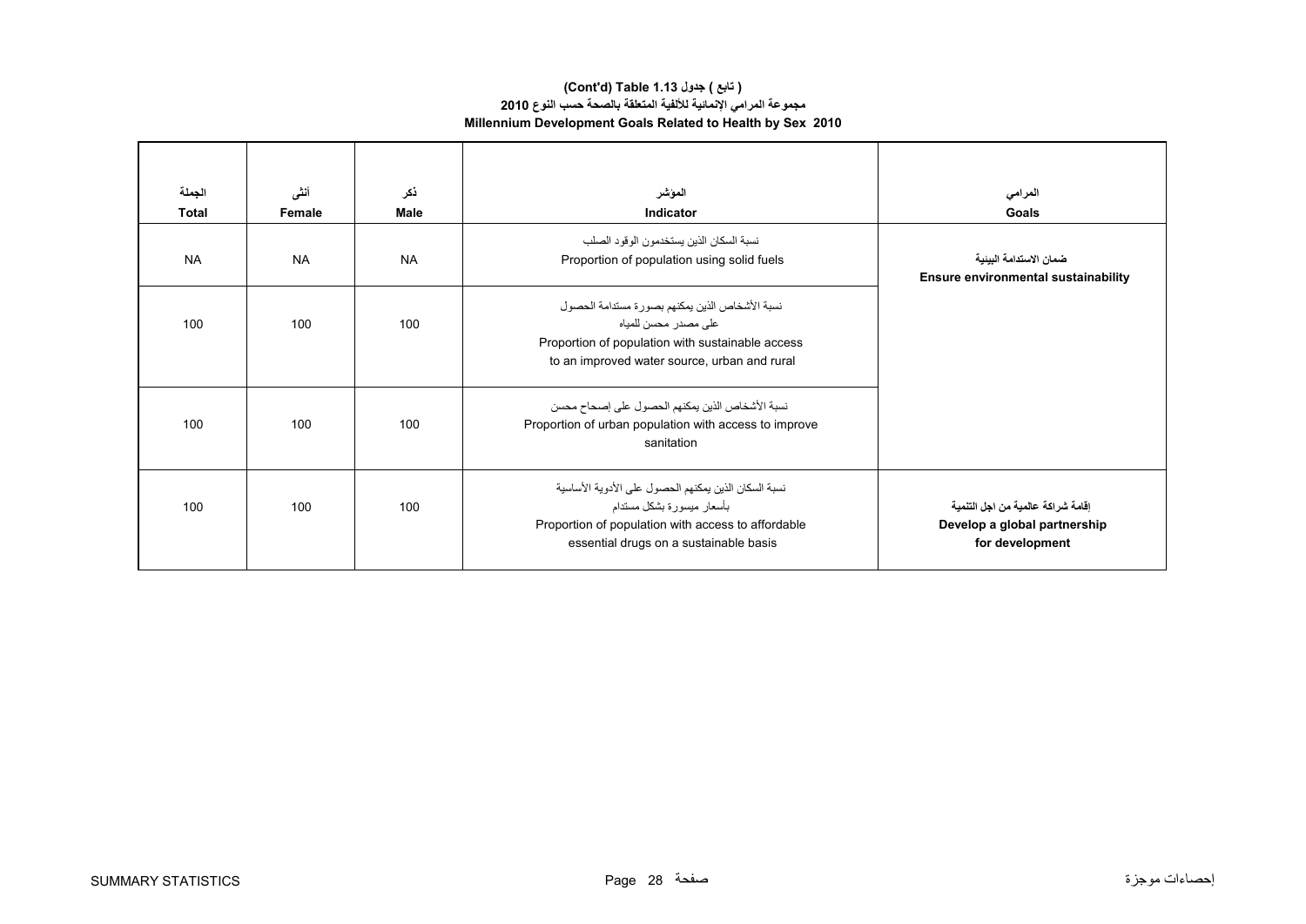**(Cont'd) Table 1.13 جدول ( تابع )**

**مجموعة المرامي الإنمائية للألفية المتعلقة بالصحة حسب النوع 2010**

**Millennium Development Goals Related to Health by Sex 2010**

| الجملة<br>Total | أنثى<br>Female | ذكر<br>Male | المؤشر<br>Indicator | المرامي<br>Goals |
|---|---|---|---|---|
| NA | NA | NA | نسبة السكان الذين يستخدمون الوقود الصلب<br>Proportion of population using solid fuels | ضمان الاستدامة البيئية<br>Ensure environmental sustainability |
| 100 | 100 | 100 | نسبة الأشخاص الذين يمكنهم بصورة مستدامة الحصول على مصدر محسن للمياه<br>Proportion of population with sustainable access to an improved water source, urban and rural | |
| 100 | 100 | 100 | نسبة الأشخاص الذين يمكنهم الحصول على إصحاح محسن<br>Proportion of urban population with access to improve sanitation | |
| 100 | 100 | 100 | نسبة السكان الذين يمكنهم الحصول على الأدوية الأساسية بأسعار ميسورة بشكل مستدام<br>Proportion of population with access to affordable essential drugs on a sustainable basis | إقامة شراكة عالمية من اجل التنمية<br>Develop a global partnership for development |